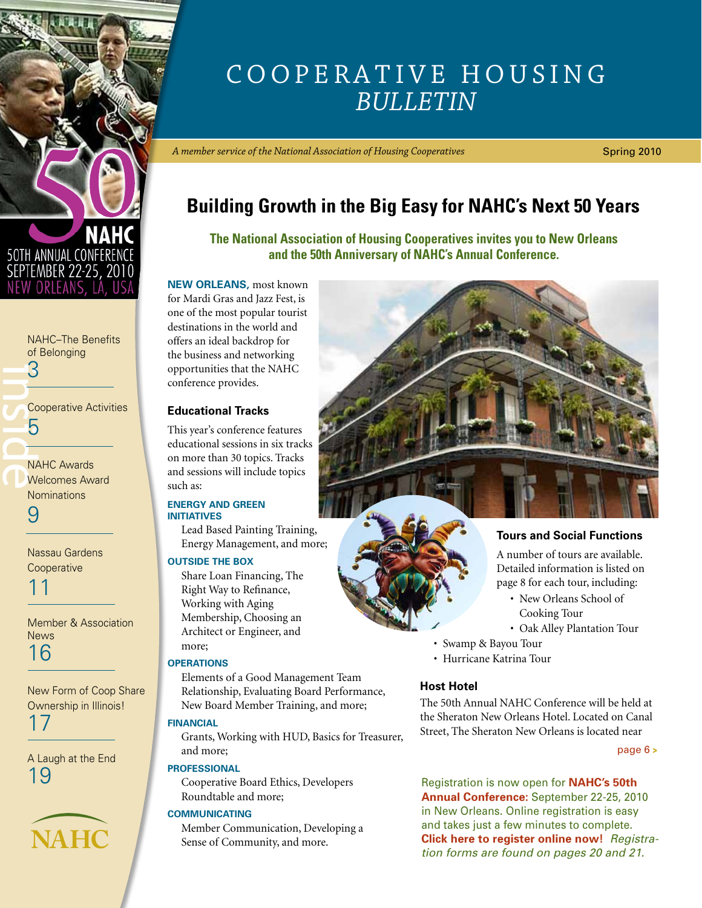# COOPERATIVE HOUSING *BULLETIN*

*A member service of the National Association of Housing Cooperatives*

Spring 2010

NAHC 50TH ANNUAL CONFERENCE SEPTEMBER 22-25, 2010 NEW ORLEANS, LA, USA

## Inside

NAHC–The Benefits of Belonging 3

Cooperative Activities 5

NAHC Awards Welcomes Award Nominations 9

Nassau Gardens Cooperative 11

Member & Association News 16

New Form of Coop Share Ownership in Illinois! 17

A Laugh at the End 19

NAHC

## Building Growth in the Big Easy for NAHC's Next 50 Years

**The National Association of Housing Cooperatives invites you to New Orleans and the 50th Anniversary of NAHC's Annual Conference.**

**NEW ORLEANS,** most known for Mardi Gras and Jazz Fest, is one of the most popular tourist destinations in the world and offers an ideal backdrop for the business and networking opportunities that the NAHC conference provides.

### Educational Tracks

This year's conference features educational sessions in six tracks on more than 30 topics. Tracks and sessions will include topics such as:

**ENERGY AND GREEN INITIATIVES**

Lead Based Painting Training, Energy Management, and more;

**OUTSIDE THE BOX**

Share Loan Financing, The Right Way to Refinance, Working with Aging Membership, Choosing an Architect or Engineer, and more;

**OPERATIONS**

Elements of a Good Management Team Relationship, Evaluating Board Performance, New Board Member Training, and more;

**FINANCIAL**

Grants, Working with HUD, Basics for Treasurer, and more;

**PROFESSIONAL**

Cooperative Board Ethics, Developers Roundtable and more;

**COMMUNICATING**

Member Communication, Developing a Sense of Community, and more.

### Tours and Social Functions

A number of tours are available. Detailed information is listed on page 8 for each tour, including:

- New Orleans School of Cooking Tour
- Oak Alley Plantation Tour
- Swamp & Bayou Tour
- Hurricane Katrina Tour

### Host Hotel

The 50th Annual NAHC Conference will be held at the Sheraton New Orleans Hotel. Located on Canal Street, The Sheraton New Orleans is located near

page 6 >

Registration is now open for **NAHC's 50th Annual Conference:** September 22-25, 2010 in New Orleans. Online registration is easy and takes just a few minutes to complete. **Click here to register online now!** *Registration forms are found on pages 20 and 21.*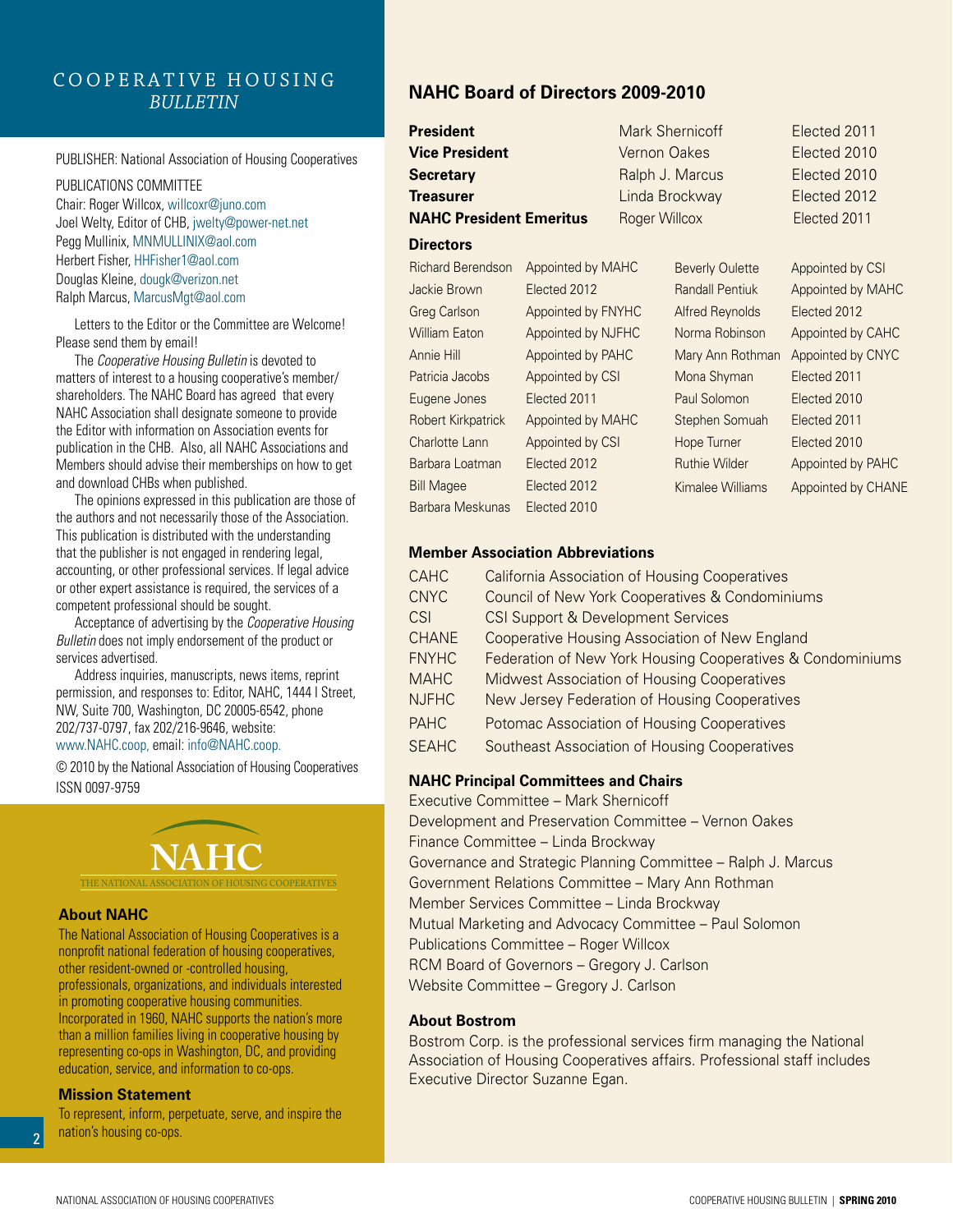# COOPERATIVE HOUSING *BULLETIN*

PUBLISHER: National Association of Housing Cooperatives

PUBLICATIONS COMMITTEE
Chair: Roger Willcox, willcoxr@juno.com
Joel Welty, Editor of CHB, jwelty@power-net.net
Pegg Mullinix, MNMULLINIX@aol.com
Herbert Fisher, HHFisher1@aol.com
Douglas Kleine, dougk@verizon.net
Ralph Marcus, MarcusMgt@aol.com

Letters to the Editor or the Committee are Welcome! Please send them by email!

The *Cooperative Housing Bulletin* is devoted to matters of interest to a housing cooperative's member/shareholders. The NAHC Board has agreed that every NAHC Association shall designate someone to provide the Editor with information on Association events for publication in the CHB. Also, all NAHC Associations and Members should advise their memberships on how to get and download CHBs when published.

The opinions expressed in this publication are those of the authors and not necessarily those of the Association. This publication is distributed with the understanding that the publisher is not engaged in rendering legal, accounting, or other professional services. If legal advice or other expert assistance is required, the services of a competent professional should be sought.

Acceptance of advertising by the *Cooperative Housing Bulletin* does not imply endorsement of the product or services advertised.

Address inquiries, manuscripts, news items, reprint permission, and responses to: Editor, NAHC, 1444 I Street, NW, Suite 700, Washington, DC 20005-6542, phone 202/737-0797, fax 202/216-9646, website: www.NAHC.coop, email: info@NAHC.coop.

© 2010 by the National Association of Housing Cooperatives
ISSN 0097-9759

NAHC
THE NATIONAL ASSOCIATION OF HOUSING COOPERATIVES

### About NAHC

The National Association of Housing Cooperatives is a nonprofit national federation of housing cooperatives, other resident-owned or -controlled housing, professionals, organizations, and individuals interested in promoting cooperative housing communities. Incorporated in 1960, NAHC supports the nation's more than a million families living in cooperative housing by representing co-ops in Washington, DC, and providing education, service, and information to co-ops.

### Mission Statement

To represent, inform, perpetuate, serve, and inspire the nation's housing co-ops.

## NAHC Board of Directors 2009-2010

| | | |
|---|---|---|
| **President** | Mark Shernicoff | Elected 2011 |
| **Vice President** | Vernon Oakes | Elected 2010 |
| **Secretary** | Ralph J. Marcus | Elected 2010 |
| **Treasurer** | Linda Brockway | Elected 2012 |
| **NAHC President Emeritus** | Roger Willcox | Elected 2011 |

### Directors

| | |
|---|---|
| Richard Berendson | Appointed by MAHC |
| Jackie Brown | Elected 2012 |
| Greg Carlson | Appointed by FNYHC |
| William Eaton | Appointed by NJFHC |
| Annie Hill | Appointed by PAHC |
| Patricia Jacobs | Appointed by CSI |
| Eugene Jones | Elected 2011 |
| Robert Kirkpatrick | Appointed by MAHC |
| Charlotte Lann | Appointed by CSI |
| Barbara Loatman | Elected 2012 |
| Bill Magee | Elected 2012 |
| Barbara Meskunas | Elected 2010 |
| Beverly Oulette | Appointed by CSI |
| Randall Pentiuk | Appointed by MAHC |
| Alfred Reynolds | Elected 2012 |
| Norma Robinson | Appointed by CAHC |
| Mary Ann Rothman | Appointed by CNYC |
| Mona Shyman | Elected 2011 |
| Paul Solomon | Elected 2010 |
| Stephen Somuah | Elected 2011 |
| Hope Turner | Elected 2010 |
| Ruthie Wilder | Appointed by PAHC |
| Kimalee Williams | Appointed by CHANE |

### Member Association Abbreviations

| | |
|---|---|
| CAHC | California Association of Housing Cooperatives |
| CNYC | Council of New York Cooperatives & Condominiums |
| CSI | CSI Support & Development Services |
| CHANE | Cooperative Housing Association of New England |
| FNYHC | Federation of New York Housing Cooperatives & Condominiums |
| MAHC | Midwest Association of Housing Cooperatives |
| NJFHC | New Jersey Federation of Housing Cooperatives |
| PAHC | Potomac Association of Housing Cooperatives |
| SEAHC | Southeast Association of Housing Cooperatives |

### NAHC Principal Committees and Chairs

Executive Committee – Mark Shernicoff
Development and Preservation Committee – Vernon Oakes
Finance Committee – Linda Brockway
Governance and Strategic Planning Committee – Ralph J. Marcus
Government Relations Committee – Mary Ann Rothman
Member Services Committee – Linda Brockway
Mutual Marketing and Advocacy Committee – Paul Solomon
Publications Committee – Roger Willcox
RCM Board of Governors – Gregory J. Carlson
Website Committee – Gregory J. Carlson

### About Bostrom

Bostrom Corp. is the professional services firm managing the National Association of Housing Cooperatives affairs. Professional staff includes Executive Director Suzanne Egan.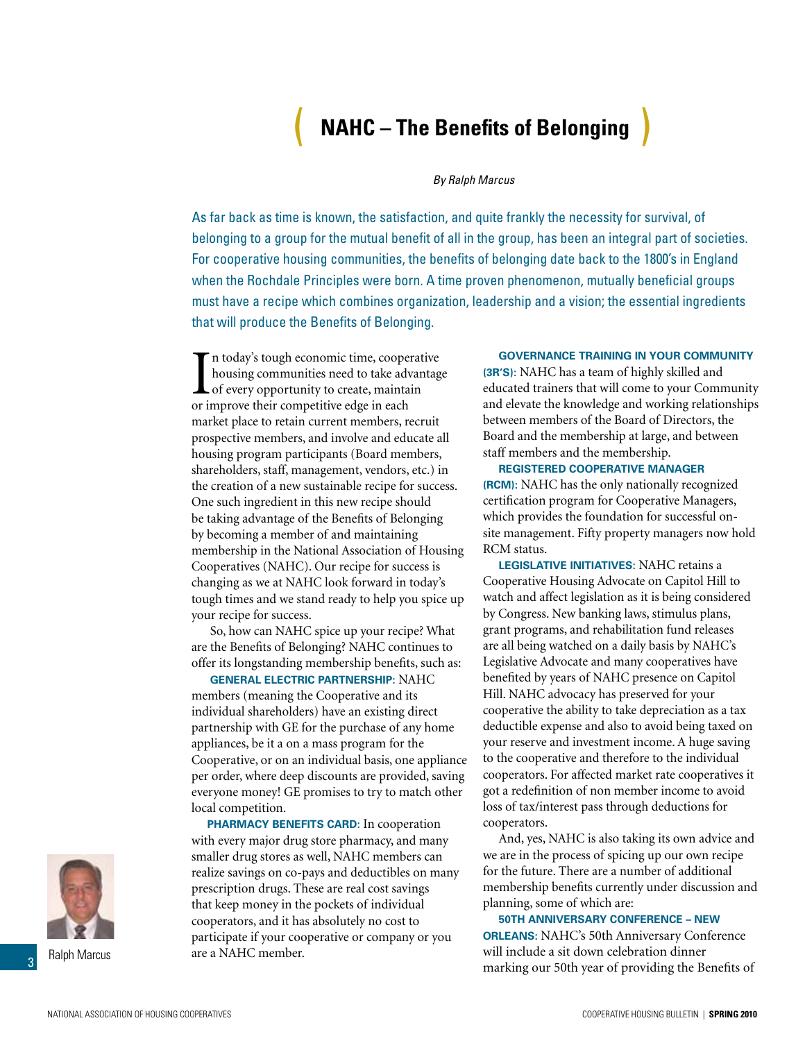# NAHC – The Benefits of Belonging

*By Ralph Marcus*

As far back as time is known, the satisfaction, and quite frankly the necessity for survival, of belonging to a group for the mutual benefit of all in the group, has been an integral part of societies. For cooperative housing communities, the benefits of belonging date back to the 1800's in England when the Rochdale Principles were born. A time proven phenomenon, mutually beneficial groups must have a recipe which combines organization, leadership and a vision; the essential ingredients that will produce the Benefits of Belonging.

In today's tough economic time, cooperative housing communities need to take advantage of every opportunity to create, maintain or improve their competitive edge in each market place to retain current members, recruit prospective members, and involve and educate all housing program participants (Board members, shareholders, staff, management, vendors, etc.) in the creation of a new sustainable recipe for success. One such ingredient in this new recipe should be taking advantage of the Benefits of Belonging by becoming a member of and maintaining membership in the National Association of Housing Cooperatives (NAHC). Our recipe for success is changing as we at NAHC look forward in today's tough times and we stand ready to help you spice up your recipe for success.

So, how can NAHC spice up your recipe? What are the Benefits of Belonging? NAHC continues to offer its longstanding membership benefits, such as:

**GENERAL ELECTRIC PARTNERSHIP:** NAHC members (meaning the Cooperative and its individual shareholders) have an existing direct partnership with GE for the purchase of any home appliances, be it a on a mass program for the Cooperative, or on an individual basis, one appliance per order, where deep discounts are provided, saving everyone money! GE promises to try to match other local competition.

**PHARMACY BENEFITS CARD:** In cooperation with every major drug store pharmacy, and many smaller drug stores as well, NAHC members can realize savings on co-pays and deductibles on many prescription drugs. These are real cost savings that keep money in the pockets of individual cooperators, and it has absolutely no cost to participate if your cooperative or company or you are a NAHC member.

Ralph Marcus

**GOVERNANCE TRAINING IN YOUR COMMUNITY (3R'S):** NAHC has a team of highly skilled and educated trainers that will come to your Community and elevate the knowledge and working relationships between members of the Board of Directors, the Board and the membership at large, and between staff members and the membership.

**REGISTERED COOPERATIVE MANAGER (RCM):** NAHC has the only nationally recognized certification program for Cooperative Managers, which provides the foundation for successful on-site management. Fifty property managers now hold RCM status.

**LEGISLATIVE INITIATIVES:** NAHC retains a Cooperative Housing Advocate on Capitol Hill to watch and affect legislation as it is being considered by Congress. New banking laws, stimulus plans, grant programs, and rehabilitation fund releases are all being watched on a daily basis by NAHC's Legislative Advocate and many cooperatives have benefited by years of NAHC presence on Capitol Hill. NAHC advocacy has preserved for your cooperative the ability to take depreciation as a tax deductible expense and also to avoid being taxed on your reserve and investment income. A huge saving to the cooperative and therefore to the individual cooperators. For affected market rate cooperatives it got a redefinition of non member income to avoid loss of tax/interest pass through deductions for cooperators.

And, yes, NAHC is also taking its own advice and we are in the process of spicing up our own recipe for the future. There are a number of additional membership benefits currently under discussion and planning, some of which are:

**50TH ANNIVERSARY CONFERENCE – NEW ORLEANS:** NAHC's 50th Anniversary Conference will include a sit down celebration dinner marking our 50th year of providing the Benefits of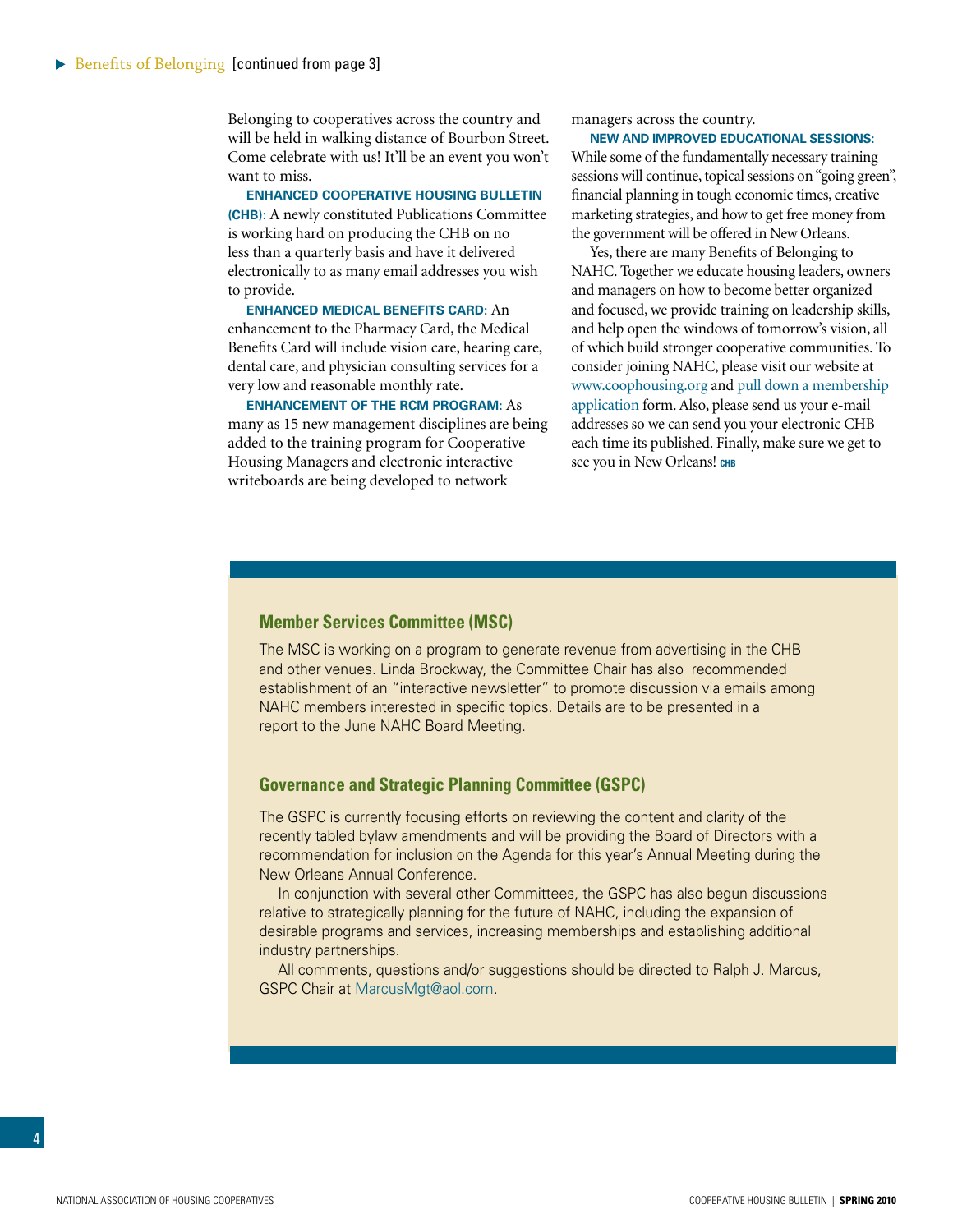**Benefits of Belonging** [continued from page 3]

Belonging to cooperatives across the country and will be held in walking distance of Bourbon Street. Come celebrate with us! It'll be an event you won't want to miss.

**ENHANCED COOPERATIVE HOUSING BULLETIN (CHB):** A newly constituted Publications Committee is working hard on producing the CHB on no less than a quarterly basis and have it delivered electronically to as many email addresses you wish to provide.

**ENHANCED MEDICAL BENEFITS CARD:** An enhancement to the Pharmacy Card, the Medical Benefits Card will include vision care, hearing care, dental care, and physician consulting services for a very low and reasonable monthly rate.

**ENHANCEMENT OF THE RCM PROGRAM:** As many as 15 new management disciplines are being added to the training program for Cooperative Housing Managers and electronic interactive writeboards are being developed to network managers across the country.

**NEW AND IMPROVED EDUCATIONAL SESSIONS:** While some of the fundamentally necessary training sessions will continue, topical sessions on "going green", financial planning in tough economic times, creative marketing strategies, and how to get free money from the government will be offered in New Orleans.

Yes, there are many Benefits of Belonging to NAHC. Together we educate housing leaders, owners and managers on how to become better organized and focused, we provide training on leadership skills, and help open the windows of tomorrow's vision, all of which build stronger cooperative communities. To consider joining NAHC, please visit our website at www.coophousing.org and pull down a membership application form. Also, please send us your e-mail addresses so we can send you your electronic CHB each time its published. Finally, make sure we get to see you in New Orleans! CHB

## Member Services Committee (MSC)

The MSC is working on a program to generate revenue from advertising in the CHB and other venues. Linda Brockway, the Committee Chair has also recommended establishment of an "interactive newsletter" to promote discussion via emails among NAHC members interested in specific topics. Details are to be presented in a report to the June NAHC Board Meeting.

## Governance and Strategic Planning Committee (GSPC)

The GSPC is currently focusing efforts on reviewing the content and clarity of the recently tabled bylaw amendments and will be providing the Board of Directors with a recommendation for inclusion on the Agenda for this year's Annual Meeting during the New Orleans Annual Conference.

In conjunction with several other Committees, the GSPC has also begun discussions relative to strategically planning for the future of NAHC, including the expansion of desirable programs and services, increasing memberships and establishing additional industry partnerships.

All comments, questions and/or suggestions should be directed to Ralph J. Marcus, GSPC Chair at MarcusMgt@aol.com.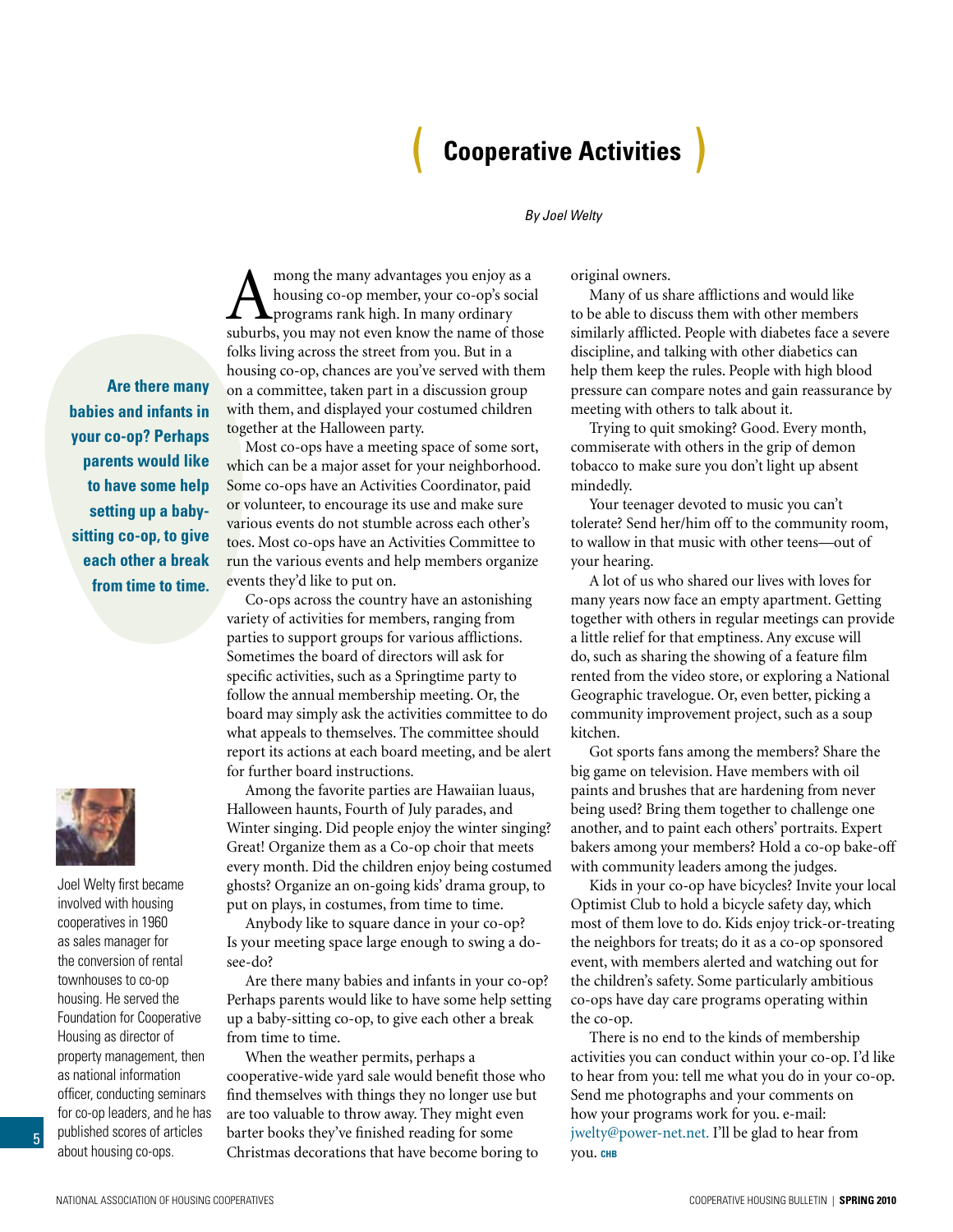# Cooperative Activities

*By Joel Welty*

**Are there many babies and infants in your co-op? Perhaps parents would like to have some help setting up a baby-sitting co-op, to give each other a break from time to time.**

Joel Welty first became involved with housing cooperatives in 1960 as sales manager for the conversion of rental townhouses to co-op housing. He served the Foundation for Cooperative Housing as director of property management, then as national information officer, conducting seminars for co-op leaders, and he has published scores of articles about housing co-ops.

Among the many advantages you enjoy as a housing co-op member, your co-op's social programs rank high. In many ordinary suburbs, you may not even know the name of those folks living across the street from you. But in a housing co-op, chances are you've served with them on a committee, taken part in a discussion group with them, and displayed your costumed children together at the Halloween party.

Most co-ops have a meeting space of some sort, which can be a major asset for your neighborhood. Some co-ops have an Activities Coordinator, paid or volunteer, to encourage its use and make sure various events do not stumble across each other's toes. Most co-ops have an Activities Committee to run the various events and help members organize events they'd like to put on.

Co-ops across the country have an astonishing variety of activities for members, ranging from parties to support groups for various afflictions. Sometimes the board of directors will ask for specific activities, such as a Springtime party to follow the annual membership meeting. Or, the board may simply ask the activities committee to do what appeals to themselves. The committee should report its actions at each board meeting, and be alert for further board instructions.

Among the favorite parties are Hawaiian luaus, Halloween haunts, Fourth of July parades, and Winter singing. Did people enjoy the winter singing? Great! Organize them as a Co-op choir that meets every month. Did the children enjoy being costumed ghosts? Organize an on-going kids' drama group, to put on plays, in costumes, from time to time.

Anybody like to square dance in your co-op? Is your meeting space large enough to swing a do-see-do?

Are there many babies and infants in your co-op? Perhaps parents would like to have some help setting up a baby-sitting co-op, to give each other a break from time to time.

When the weather permits, perhaps a cooperative-wide yard sale would benefit those who find themselves with things they no longer use but are too valuable to throw away. They might even barter books they've finished reading for some Christmas decorations that have become boring to original owners.

Many of us share afflictions and would like to be able to discuss them with other members similarly afflicted. People with diabetes face a severe discipline, and talking with other diabetics can help them keep the rules. People with high blood pressure can compare notes and gain reassurance by meeting with others to talk about it.

Trying to quit smoking? Good. Every month, commiserate with others in the grip of demon tobacco to make sure you don't light up absent mindedly.

Your teenager devoted to music you can't tolerate? Send her/him off to the community room, to wallow in that music with other teens—out of your hearing.

A lot of us who shared our lives with loves for many years now face an empty apartment. Getting together with others in regular meetings can provide a little relief for that emptiness. Any excuse will do, such as sharing the showing of a feature film rented from the video store, or exploring a National Geographic travelogue. Or, even better, picking a community improvement project, such as a soup kitchen.

Got sports fans among the members? Share the big game on television. Have members with oil paints and brushes that are hardening from never being used? Bring them together to challenge one another, and to paint each others' portraits. Expert bakers among your members? Hold a co-op bake-off with community leaders among the judges.

Kids in your co-op have bicycles? Invite your local Optimist Club to hold a bicycle safety day, which most of them love to do. Kids enjoy trick-or-treating the neighbors for treats; do it as a co-op sponsored event, with members alerted and watching out for the children's safety. Some particularly ambitious co-ops have day care programs operating within the co-op.

There is no end to the kinds of membership activities you can conduct within your co-op. I'd like to hear from you: tell me what you do in your co-op. Send me photographs and your comments on how your programs work for you. e-mail: jwelty@power-net.net. I'll be glad to hear from you. **CHB**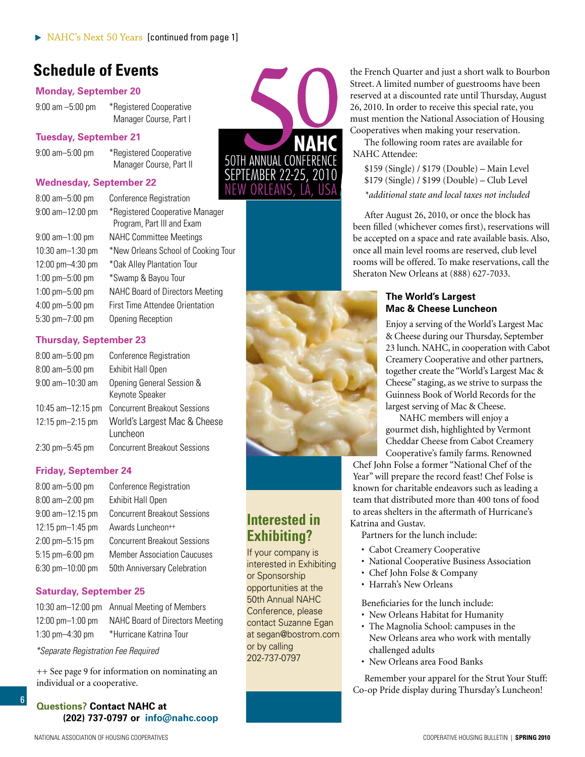▶ NAHC's Next 50 Years [continued from page 1]

## Schedule of Events

### Monday, September 20

| | |
|---|---|
| 9:00 am –5:00 pm | *Registered Cooperative Manager Course, Part I |

### Tuesday, September 21

| | |
|---|---|
| 9:00 am–5:00 pm | *Registered Cooperative Manager Course, Part II |

### Wednesday, September 22

| | |
|---|---|
| 8:00 am–5:00 pm | Conference Registration |
| 9:00 am–12:00 pm | *Registered Cooperative Manager Program, Part III and Exam |
| 9:00 am–1:00 pm | NAHC Committee Meetings |
| 10:30 am–1:30 pm | *New Orleans School of Cooking Tour |
| 12:00 pm–4:30 pm | *Oak Alley Plantation Tour |
| 1:00 pm–5:00 pm | *Swamp & Bayou Tour |
| 1:00 pm–5:00 pm | NAHC Board of Directors Meeting |
| 4:00 pm–5:00 pm | First Time Attendee Orientation |
| 5:30 pm–7:00 pm | Opening Reception |

### Thursday, September 23

| | |
|---|---|
| 8:00 am–5:00 pm | Conference Registration |
| 8:00 am–5:00 pm | Exhibit Hall Open |
| 9:00 am–10:30 am | Opening General Session & Keynote Speaker |
| 10:45 am–12:15 pm | Concurrent Breakout Sessions |
| 12:15 pm–2:15 pm | World's Largest Mac & Cheese Luncheon |
| 2:30 pm–5:45 pm | Concurrent Breakout Sessions |

### Friday, September 24

| | |
|---|---|
| 8:00 am–5:00 pm | Conference Registration |
| 8:00 am–2:00 pm | Exhibit Hall Open |
| 9:00 am–12:15 pm | Concurrent Breakout Sessions |
| 12:15 pm–1:45 pm | Awards Luncheon++ |
| 2:00 pm–5:15 pm | Concurrent Breakout Sessions |
| 5:15 pm–6:00 pm | Member Association Caucuses |
| 6:30 pm–10:00 pm | 50th Anniversary Celebration |

### Saturday, September 25

| | |
|---|---|
| 10:30 am–12:00 pm | Annual Meeting of Members |
| 12:00 pm–1:00 pm | NAHC Board of Directors Meeting |
| 1:30 pm–4:30 pm | *Hurricane Katrina Tour |

*\*Separate Registration Fee Required*

++ See page 9 for information on nominating an individual or a cooperative.

**Questions? Contact NAHC at (202) 737-0797 or info@nahc.coop**

50 NAHC
50TH ANNUAL CONFERENCE
SEPTEMBER 22-25, 2010
NEW ORLEANS, LA, USA

## Interested in Exhibiting?

If your company is interested in Exhibiting or Sponsorship opportunities at the 50th Annual NAHC Conference, please contact Suzanne Egan at segan@bostrom.com or by calling 202-737-0797

the French Quarter and just a short walk to Bourbon Street. A limited number of guestrooms have been reserved at a discounted rate until Thursday, August 26, 2010. In order to receive this special rate, you must mention the National Association of Housing Cooperatives when making your reservation.

The following room rates are available for NAHC Attendee:

$159 (Single) / $179 (Double) – Main Level
$179 (Single) / $199 (Double) – Club Level
*\*additional state and local taxes not included*

After August 26, 2010, or once the block has been filled (whichever comes first), reservations will be accepted on a space and rate available basis. Also, once all main level rooms are reserved, club level rooms will be offered. To make reservations, call the Sheraton New Orleans at (888) 627-7033.

### The World's Largest Mac & Cheese Luncheon

Enjoy a serving of the World's Largest Mac & Cheese during our Thursday, September 23 lunch. NAHC, in cooperation with Cabot Creamery Cooperative and other partners, together create the "World's Largest Mac & Cheese" staging, as we strive to surpass the Guinness Book of World Records for the largest serving of Mac & Cheese.

NAHC members will enjoy a gourmet dish, highlighted by Vermont Cheddar Cheese from Cabot Creamery Cooperative's family farms. Renowned Chef John Folse a former "National Chef of the Year" will prepare the record feast! Chef Folse is known for charitable endeavors such as leading a team that distributed more than 400 tons of food to areas shelters in the aftermath of Hurricane's Katrina and Gustav.

Partners for the lunch include:

- Cabot Creamery Cooperative
- National Cooperative Business Association
- Chef John Folse & Company
- Harrah's New Orleans

Beneficiaries for the lunch include:

- New Orleans Habitat for Humanity
- The Magnolia School: campuses in the New Orleans area who work with mentally challenged adults
- New Orleans area Food Banks

Remember your apparel for the Strut Your Stuff: Co-op Pride display during Thursday's Luncheon!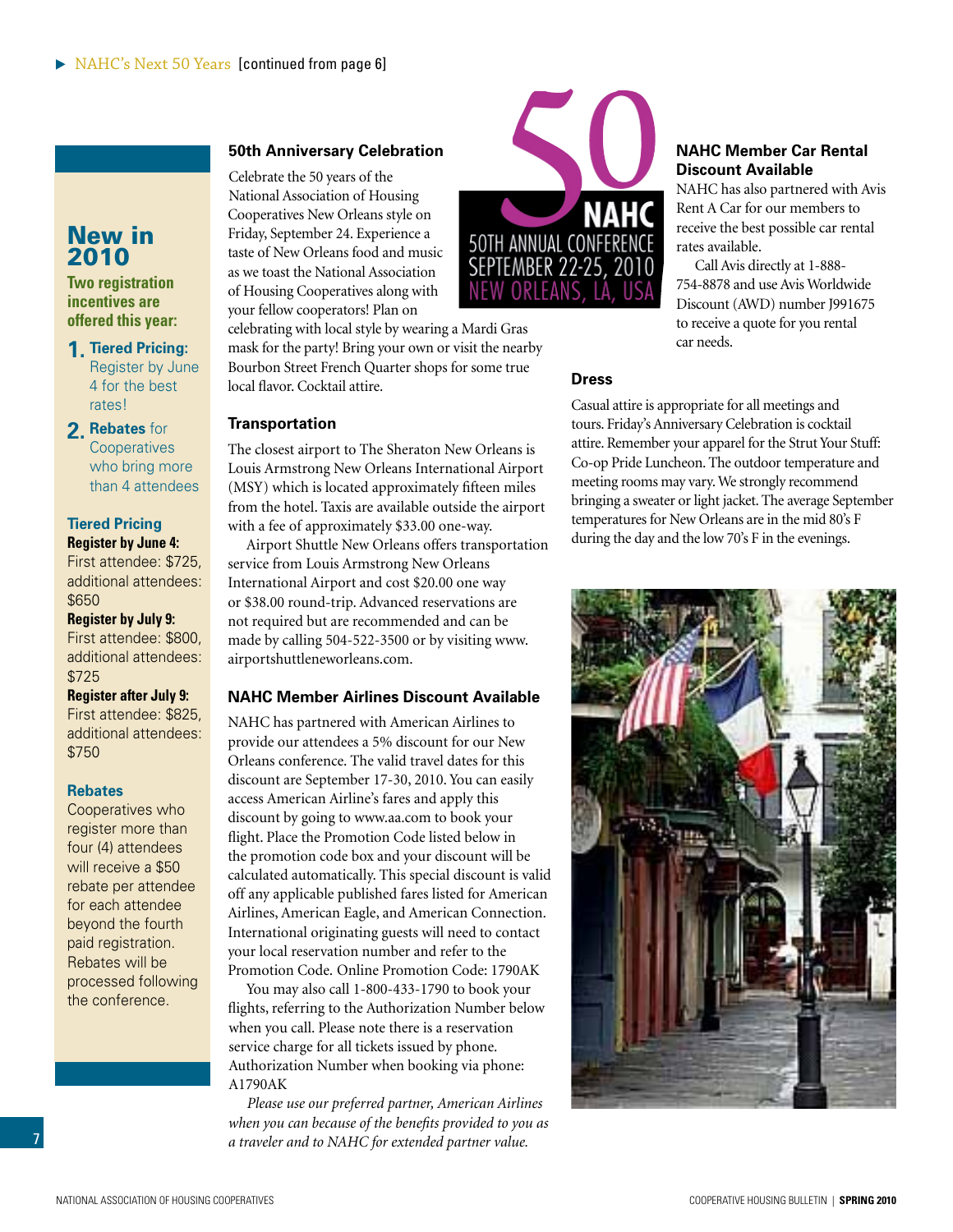▶ NAHC's Next 50 Years [continued from page 6]

## New in 2010

**Two registration incentives are offered this year:**

1. **Tiered Pricing:** Register by June 4 for the best rates!
2. **Rebates** for Cooperatives who bring more than 4 attendees

**Tiered Pricing**

**Register by June 4:**
First attendee: $725, additional attendees: $650

**Register by July 9:**
First attendee: $800, additional attendees: $725

**Register after July 9:**
First attendee: $825, additional attendees: $750

**Rebates**

Cooperatives who register more than four (4) attendees will receive a $50 rebate per attendee for each attendee beyond the fourth paid registration. Rebates will be processed following the conference.

### 50th Anniversary Celebration

Celebrate the 50 years of the National Association of Housing Cooperatives New Orleans style on Friday, September 24. Experience a taste of New Orleans food and music as we toast the National Association of Housing Cooperatives along with your fellow cooperators! Plan on celebrating with local style by wearing a Mardi Gras mask for the party! Bring your own or visit the nearby Bourbon Street French Quarter shops for some true local flavor. Cocktail attire.

50 NAHC
50TH ANNUAL CONFERENCE
SEPTEMBER 22-25, 2010
NEW ORLEANS, LA, USA

### Transportation

The closest airport to The Sheraton New Orleans is Louis Armstrong New Orleans International Airport (MSY) which is located approximately fifteen miles from the hotel. Taxis are available outside the airport with a fee of approximately $33.00 one-way.

Airport Shuttle New Orleans offers transportation service from Louis Armstrong New Orleans International Airport and cost $20.00 one way or $38.00 round-trip. Advanced reservations are not required but are recommended and can be made by calling 504-522-3500 or by visiting www.airportshuttleneworleans.com.

### NAHC Member Airlines Discount Available

NAHC has partnered with American Airlines to provide our attendees a 5% discount for our New Orleans conference. The valid travel dates for this discount are September 17-30, 2010. You can easily access American Airline's fares and apply this discount by going to www.aa.com to book your flight. Place the Promotion Code listed below in the promotion code box and your discount will be calculated automatically. This special discount is valid off any applicable published fares listed for American Airlines, American Eagle, and American Connection. International originating guests will need to contact your local reservation number and refer to the Promotion Code. Online Promotion Code: 1790AK

You may also call 1-800-433-1790 to book your flights, referring to the Authorization Number below when you call. Please note there is a reservation service charge for all tickets issued by phone. Authorization Number when booking via phone: A1790AK

*Please use our preferred partner, American Airlines when you can because of the benefits provided to you as a traveler and to NAHC for extended partner value.*

### NAHC Member Car Rental Discount Available

NAHC has also partnered with Avis Rent A Car for our members to receive the best possible car rental rates available.

Call Avis directly at 1-888-754-8878 and use Avis Worldwide Discount (AWD) number J991675 to receive a quote for you rental car needs.

### Dress

Casual attire is appropriate for all meetings and tours. Friday's Anniversary Celebration is cocktail attire. Remember your apparel for the Strut Your Stuff: Co-op Pride Luncheon. The outdoor temperature and meeting rooms may vary. We strongly recommend bringing a sweater or light jacket. The average September temperatures for New Orleans are in the mid 80's F during the day and the low 70's F in the evenings.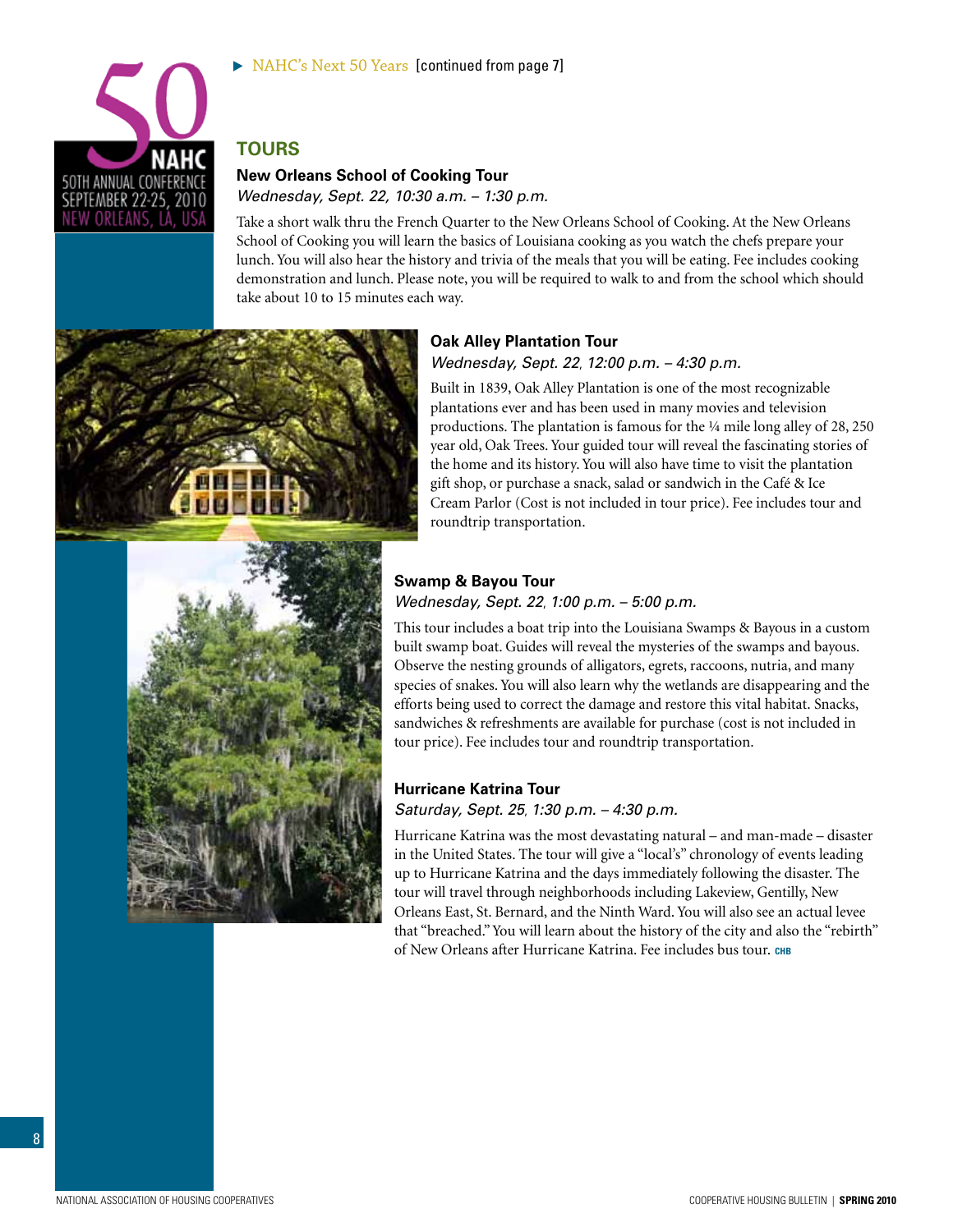▶ NAHC's Next 50 Years [continued from page 7]

## TOURS

### New Orleans School of Cooking Tour

*Wednesday, Sept. 22, 10:30 a.m. – 1:30 p.m.*

Take a short walk thru the French Quarter to the New Orleans School of Cooking. At the New Orleans School of Cooking you will learn the basics of Louisiana cooking as you watch the chefs prepare your lunch. You will also hear the history and trivia of the meals that you will be eating. Fee includes cooking demonstration and lunch. Please note, you will be required to walk to and from the school which should take about 10 to 15 minutes each way.

### Oak Alley Plantation Tour

*Wednesday, Sept. 22, 12:00 p.m. – 4:30 p.m.*

Built in 1839, Oak Alley Plantation is one of the most recognizable plantations ever and has been used in many movies and television productions. The plantation is famous for the ¼ mile long alley of 28, 250 year old, Oak Trees. Your guided tour will reveal the fascinating stories of the home and its history. You will also have time to visit the plantation gift shop, or purchase a snack, salad or sandwich in the Café & Ice Cream Parlor (Cost is not included in tour price). Fee includes tour and roundtrip transportation.

### Swamp & Bayou Tour

*Wednesday, Sept. 22, 1:00 p.m. – 5:00 p.m.*

This tour includes a boat trip into the Louisiana Swamps & Bayous in a custom built swamp boat. Guides will reveal the mysteries of the swamps and bayous. Observe the nesting grounds of alligators, egrets, raccoons, nutria, and many species of snakes. You will also learn why the wetlands are disappearing and the efforts being used to correct the damage and restore this vital habitat. Snacks, sandwiches & refreshments are available for purchase (cost is not included in tour price). Fee includes tour and roundtrip transportation.

### Hurricane Katrina Tour

*Saturday, Sept. 25, 1:30 p.m. – 4:30 p.m.*

Hurricane Katrina was the most devastating natural – and man-made – disaster in the United States. The tour will give a "local's" chronology of events leading up to Hurricane Katrina and the days immediately following the disaster. The tour will travel through neighborhoods including Lakeview, Gentilly, New Orleans East, St. Bernard, and the Ninth Ward. You will also see an actual levee that "breached." You will learn about the history of the city and also the "rebirth" of New Orleans after Hurricane Katrina. Fee includes bus tour. CHB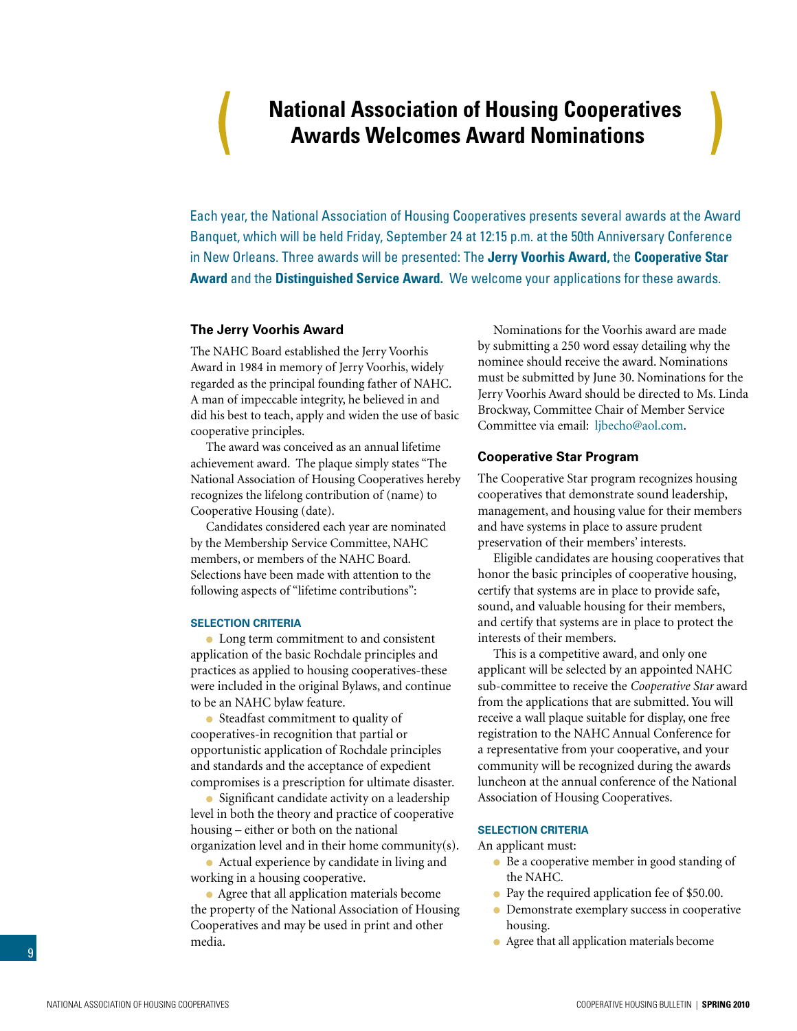# National Association of Housing Cooperatives Awards Welcomes Award Nominations

Each year, the National Association of Housing Cooperatives presents several awards at the Award Banquet, which will be held Friday, September 24 at 12:15 p.m. at the 50th Anniversary Conference in New Orleans. Three awards will be presented: The **Jerry Voorhis Award,** the **Cooperative Star Award** and the **Distinguished Service Award.** We welcome your applications for these awards.

## The Jerry Voorhis Award

The NAHC Board established the Jerry Voorhis Award in 1984 in memory of Jerry Voorhis, widely regarded as the principal founding father of NAHC. A man of impeccable integrity, he believed in and did his best to teach, apply and widen the use of basic cooperative principles.

The award was conceived as an annual lifetime achievement award. The plaque simply states "The National Association of Housing Cooperatives hereby recognizes the lifelong contribution of (name) to Cooperative Housing (date).

Candidates considered each year are nominated by the Membership Service Committee, NAHC members, or members of the NAHC Board. Selections have been made with attention to the following aspects of "lifetime contributions":

### SELECTION CRITERIA

- Long term commitment to and consistent application of the basic Rochdale principles and practices as applied to housing cooperatives-these were included in the original Bylaws, and continue to be an NAHC bylaw feature.
- Steadfast commitment to quality of cooperatives-in recognition that partial or opportunistic application of Rochdale principles and standards and the acceptance of expedient compromises is a prescription for ultimate disaster.
- Significant candidate activity on a leadership level in both the theory and practice of cooperative housing – either or both on the national organization level and in their home community(s).
- Actual experience by candidate in living and working in a housing cooperative.
- Agree that all application materials become the property of the National Association of Housing Cooperatives and may be used in print and other media.

Nominations for the Voorhis award are made by submitting a 250 word essay detailing why the nominee should receive the award. Nominations must be submitted by June 30. Nominations for the Jerry Voorhis Award should be directed to Ms. Linda Brockway, Committee Chair of Member Service Committee via email: ljbecho@aol.com.

## Cooperative Star Program

The Cooperative Star program recognizes housing cooperatives that demonstrate sound leadership, management, and housing value for their members and have systems in place to assure prudent preservation of their members' interests.

Eligible candidates are housing cooperatives that honor the basic principles of cooperative housing, certify that systems are in place to provide safe, sound, and valuable housing for their members, and certify that systems are in place to protect the interests of their members.

This is a competitive award, and only one applicant will be selected by an appointed NAHC sub-committee to receive the *Cooperative Star* award from the applications that are submitted. You will receive a wall plaque suitable for display, one free registration to the NAHC Annual Conference for a representative from your cooperative, and your community will be recognized during the awards luncheon at the annual conference of the National Association of Housing Cooperatives.

### SELECTION CRITERIA

An applicant must:

- Be a cooperative member in good standing of the NAHC.
- Pay the required application fee of $50.00.
- Demonstrate exemplary success in cooperative housing.
- Agree that all application materials become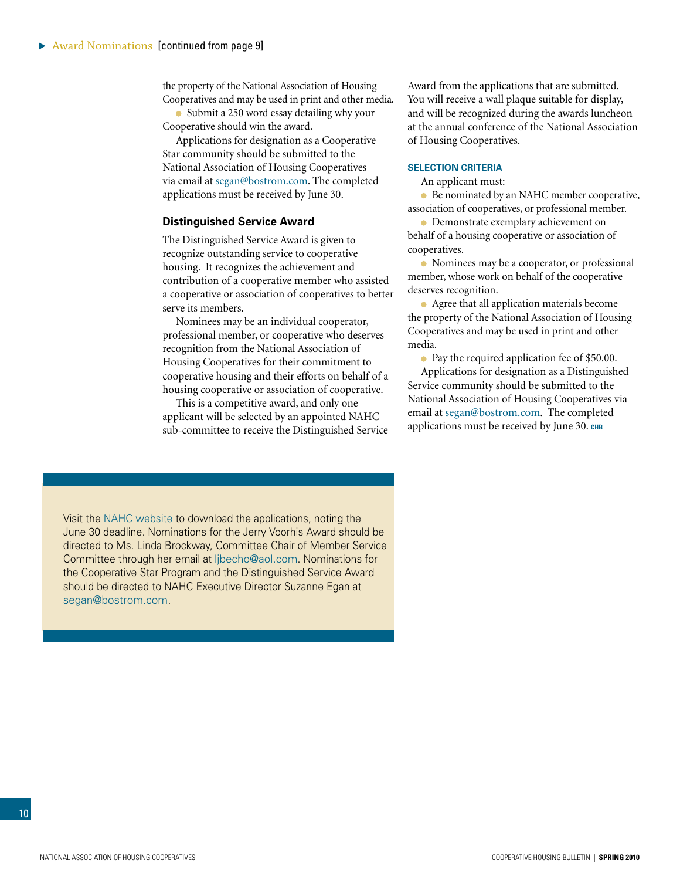▶ Award Nominations [continued from page 9]

the property of the National Association of Housing Cooperatives and may be used in print and other media.

- Submit a 250 word essay detailing why your Cooperative should win the award.

Applications for designation as a Cooperative Star community should be submitted to the National Association of Housing Cooperatives via email at segan@bostrom.com. The completed applications must be received by June 30.

### Distinguished Service Award

The Distinguished Service Award is given to recognize outstanding service to cooperative housing. It recognizes the achievement and contribution of a cooperative member who assisted a cooperative or association of cooperatives to better serve its members.

Nominees may be an individual cooperator, professional member, or cooperative who deserves recognition from the National Association of Housing Cooperatives for their commitment to cooperative housing and their efforts on behalf of a housing cooperative or association of cooperative.

This is a competitive award, and only one applicant will be selected by an appointed NAHC sub-committee to receive the Distinguished Service Award from the applications that are submitted. You will receive a wall plaque suitable for display, and will be recognized during the awards luncheon at the annual conference of the National Association of Housing Cooperatives.

#### SELECTION CRITERIA

An applicant must:

- Be nominated by an NAHC member cooperative, association of cooperatives, or professional member.
- Demonstrate exemplary achievement on behalf of a housing cooperative or association of cooperatives.
- Nominees may be a cooperator, or professional member, whose work on behalf of the cooperative deserves recognition.
- Agree that all application materials become the property of the National Association of Housing Cooperatives and may be used in print and other media.
- Pay the required application fee of $50.00.

Applications for designation as a Distinguished Service community should be submitted to the National Association of Housing Cooperatives via email at segan@bostrom.com. The completed applications must be received by June 30. CHB

---

Visit the NAHC website to download the applications, noting the June 30 deadline. Nominations for the Jerry Voorhis Award should be directed to Ms. Linda Brockway, Committee Chair of Member Service Committee through her email at ljbecho@aol.com. Nominations for the Cooperative Star Program and the Distinguished Service Award should be directed to NAHC Executive Director Suzanne Egan at segan@bostrom.com.

---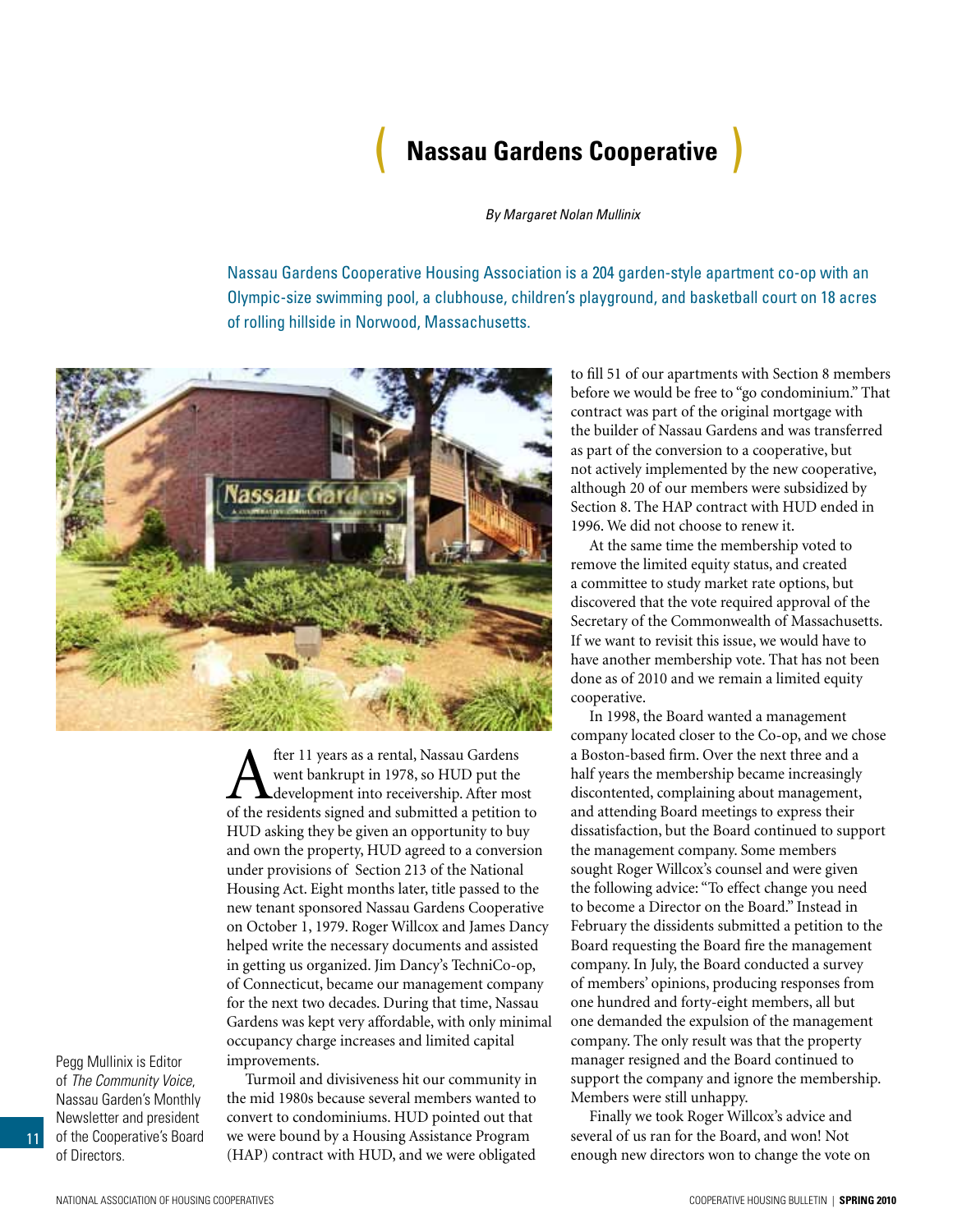# Nassau Gardens Cooperative

*By Margaret Nolan Mullinix*

Nassau Gardens Cooperative Housing Association is a 204 garden-style apartment co-op with an Olympic-size swimming pool, a clubhouse, children's playground, and basketball court on 18 acres of rolling hillside in Norwood, Massachusetts.

Pegg Mullinix is Editor of *The Community Voice*, Nassau Garden's Monthly Newsletter and president of the Cooperative's Board of Directors.

After 11 years as a rental, Nassau Gardens went bankrupt in 1978, so HUD put the development into receivership. After most of the residents signed and submitted a petition to HUD asking they be given an opportunity to buy and own the property, HUD agreed to a conversion under provisions of Section 213 of the National Housing Act. Eight months later, title passed to the new tenant sponsored Nassau Gardens Cooperative on October 1, 1979. Roger Willcox and James Dancy helped write the necessary documents and assisted in getting us organized. Jim Dancy's TechniCo-op, of Connecticut, became our management company for the next two decades. During that time, Nassau Gardens was kept very affordable, with only minimal occupancy charge increases and limited capital improvements.

Turmoil and divisiveness hit our community in the mid 1980s because several members wanted to convert to condominiums. HUD pointed out that we were bound by a Housing Assistance Program (HAP) contract with HUD, and we were obligated to fill 51 of our apartments with Section 8 members before we would be free to "go condominium." That contract was part of the original mortgage with the builder of Nassau Gardens and was transferred as part of the conversion to a cooperative, but not actively implemented by the new cooperative, although 20 of our members were subsidized by Section 8. The HAP contract with HUD ended in 1996. We did not choose to renew it.

At the same time the membership voted to remove the limited equity status, and created a committee to study market rate options, but discovered that the vote required approval of the Secretary of the Commonwealth of Massachusetts. If we want to revisit this issue, we would have to have another membership vote. That has not been done as of 2010 and we remain a limited equity cooperative.

In 1998, the Board wanted a management company located closer to the Co-op, and we chose a Boston-based firm. Over the next three and a half years the membership became increasingly discontented, complaining about management, and attending Board meetings to express their dissatisfaction, but the Board continued to support the management company. Some members sought Roger Willcox's counsel and were given the following advice: "To effect change you need to become a Director on the Board." Instead in February the dissidents submitted a petition to the Board requesting the Board fire the management company. In July, the Board conducted a survey of members' opinions, producing responses from one hundred and forty-eight members, all but one demanded the expulsion of the management company. The only result was that the property manager resigned and the Board continued to support the company and ignore the membership. Members were still unhappy.

Finally we took Roger Willcox's advice and several of us ran for the Board, and won! Not enough new directors won to change the vote on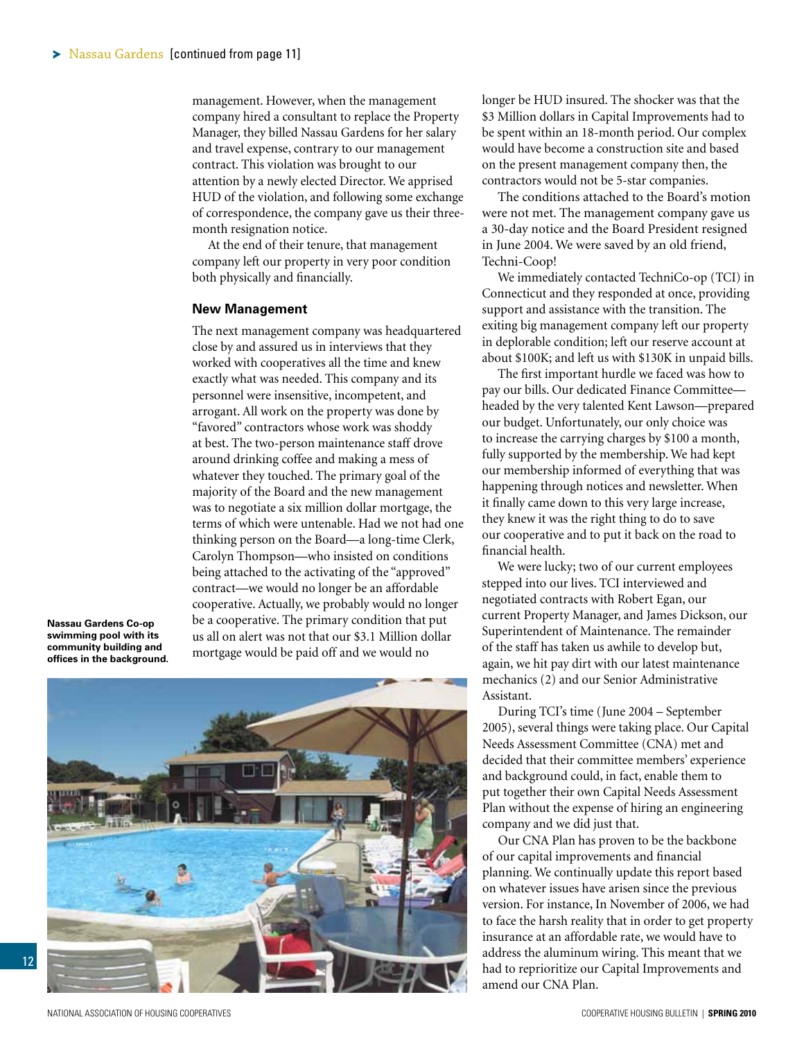Nassau Gardens [continued from page 11]

management. However, when the management company hired a consultant to replace the Property Manager, they billed Nassau Gardens for her salary and travel expense, contrary to our management contract. This violation was brought to our attention by a newly elected Director. We apprised HUD of the violation, and following some exchange of correspondence, the company gave us their three-month resignation notice.

At the end of their tenure, that management company left our property in very poor condition both physically and financially.

### New Management

The next management company was headquartered close by and assured us in interviews that they worked with cooperatives all the time and knew exactly what was needed. This company and its personnel were insensitive, incompetent, and arrogant. All work on the property was done by "favored" contractors whose work was shoddy at best. The two-person maintenance staff drove around drinking coffee and making a mess of whatever they touched. The primary goal of the majority of the Board and the new management was to negotiate a six million dollar mortgage, the terms of which were untenable. Had we not had one thinking person on the Board—a long-time Clerk, Carolyn Thompson—who insisted on conditions being attached to the activating of the "approved" contract—we would no longer be an affordable cooperative. Actually, we probably would no longer be a cooperative. The primary condition that put us all on alert was not that our $3.1 Million dollar mortgage would be paid off and we would no longer be HUD insured. The shocker was that the $3 Million dollars in Capital Improvements had to be spent within an 18-month period. Our complex would have become a construction site and based on the present management company then, the contractors would not be 5-star companies.

**Nassau Gardens Co-op swimming pool with its community building and offices in the background.**

The conditions attached to the Board's motion were not met. The management company gave us a 30-day notice and the Board President resigned in June 2004. We were saved by an old friend, Techni-Coop!

We immediately contacted TechniCo-op (TCI) in Connecticut and they responded at once, providing support and assistance with the transition. The exiting big management company left our property in deplorable condition; left our reserve account at about $100K; and left us with $130K in unpaid bills.

The first important hurdle we faced was how to pay our bills. Our dedicated Finance Committee—headed by the very talented Kent Lawson—prepared our budget. Unfortunately, our only choice was to increase the carrying charges by $100 a month, fully supported by the membership. We had kept our membership informed of everything that was happening through notices and newsletter. When it finally came down to this very large increase, they knew it was the right thing to do to save our cooperative and to put it back on the road to financial health.

We were lucky; two of our current employees stepped into our lives. TCI interviewed and negotiated contracts with Robert Egan, our current Property Manager, and James Dickson, our Superintendent of Maintenance. The remainder of the staff has taken us awhile to develop but, again, we hit pay dirt with our latest maintenance mechanics (2) and our Senior Administrative Assistant.

During TCI's time (June 2004 – September 2005), several things were taking place. Our Capital Needs Assessment Committee (CNA) met and decided that their committee members' experience and background could, in fact, enable them to put together their own Capital Needs Assessment Plan without the expense of hiring an engineering company and we did just that.

Our CNA Plan has proven to be the backbone of our capital improvements and financial planning. We continually update this report based on whatever issues have arisen since the previous version. For instance, In November of 2006, we had to face the harsh reality that in order to get property insurance at an affordable rate, we would have to address the aluminum wiring. This meant that we had to reprioritize our Capital Improvements and amend our CNA Plan.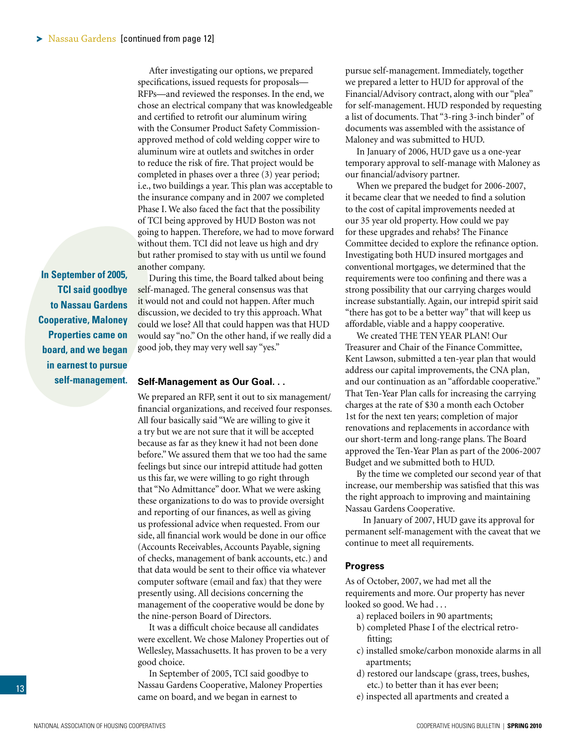## Nassau Gardens [continued from page 12]

After investigating our options, we prepared specifications, issued requests for proposals—RFPs—and reviewed the responses. In the end, we chose an electrical company that was knowledgeable and certified to retrofit our aluminum wiring with the Consumer Product Safety Commission-approved method of cold welding copper wire to aluminum wire at outlets and switches in order to reduce the risk of fire. That project would be completed in phases over a three (3) year period; i.e., two buildings a year. This plan was acceptable to the insurance company and in 2007 we completed Phase I. We also faced the fact that the possibility of TCI being approved by HUD Boston was not going to happen. Therefore, we had to move forward without them. TCI did not leave us high and dry but rather promised to stay with us until we found another company.

**In September of 2005, TCI said goodbye to Nassau Gardens Cooperative, Maloney Properties came on board, and we began in earnest to pursue self-management.**

During this time, the Board talked about being self-managed. The general consensus was that it would not and could not happen. After much discussion, we decided to try this approach. What could we lose? All that could happen was that HUD would say "no." On the other hand, if we really did a good job, they may very well say "yes."

### Self-Management as Our Goal. . .

We prepared an RFP, sent it out to six management/financial organizations, and received four responses. All four basically said "We are willing to give it a try but we are not sure that it will be accepted because as far as they knew it had not been done before." We assured them that we too had the same feelings but since our intrepid attitude had gotten us this far, we were willing to go right through that "No Admittance" door. What we were asking these organizations to do was to provide oversight and reporting of our finances, as well as giving us professional advice when requested. From our side, all financial work would be done in our office (Accounts Receivables, Accounts Payable, signing of checks, management of bank accounts, etc.) and that data would be sent to their office via whatever computer software (email and fax) that they were presently using. All decisions concerning the management of the cooperative would be done by the nine-person Board of Directors.

It was a difficult choice because all candidates were excellent. We chose Maloney Properties out of Wellesley, Massachusetts. It has proven to be a very good choice.

In September of 2005, TCI said goodbye to Nassau Gardens Cooperative, Maloney Properties came on board, and we began in earnest to pursue self-management. Immediately, together we prepared a letter to HUD for approval of the Financial/Advisory contract, along with our "plea" for self-management. HUD responded by requesting a list of documents. That "3-ring 3-inch binder" of documents was assembled with the assistance of Maloney and was submitted to HUD.

In January of 2006, HUD gave us a one-year temporary approval to self-manage with Maloney as our financial/advisory partner.

When we prepared the budget for 2006-2007, it became clear that we needed to find a solution to the cost of capital improvements needed at our 35 year old property. How could we pay for these upgrades and rehabs? The Finance Committee decided to explore the refinance option. Investigating both HUD insured mortgages and conventional mortgages, we determined that the requirements were too confining and there was a strong possibility that our carrying charges would increase substantially. Again, our intrepid spirit said "there has got to be a better way" that will keep us affordable, viable and a happy cooperative.

We created THE TEN YEAR PLAN! Our Treasurer and Chair of the Finance Committee, Kent Lawson, submitted a ten-year plan that would address our capital improvements, the CNA plan, and our continuation as an "affordable cooperative." That Ten-Year Plan calls for increasing the carrying charges at the rate of $30 a month each October 1st for the next ten years; completion of major renovations and replacements in accordance with our short-term and long-range plans. The Board approved the Ten-Year Plan as part of the 2006-2007 Budget and we submitted both to HUD.

By the time we completed our second year of that increase, our membership was satisfied that this was the right approach to improving and maintaining Nassau Gardens Cooperative.

In January of 2007, HUD gave its approval for permanent self-management with the caveat that we continue to meet all requirements.

### Progress

As of October, 2007, we had met all the requirements and more. Our property has never looked so good. We had . . .

a) replaced boilers in 90 apartments;
b) completed Phase I of the electrical retro-fitting;
c) installed smoke/carbon monoxide alarms in all apartments;
d) restored our landscape (grass, trees, bushes, etc.) to better than it has ever been;
e) inspected all apartments and created a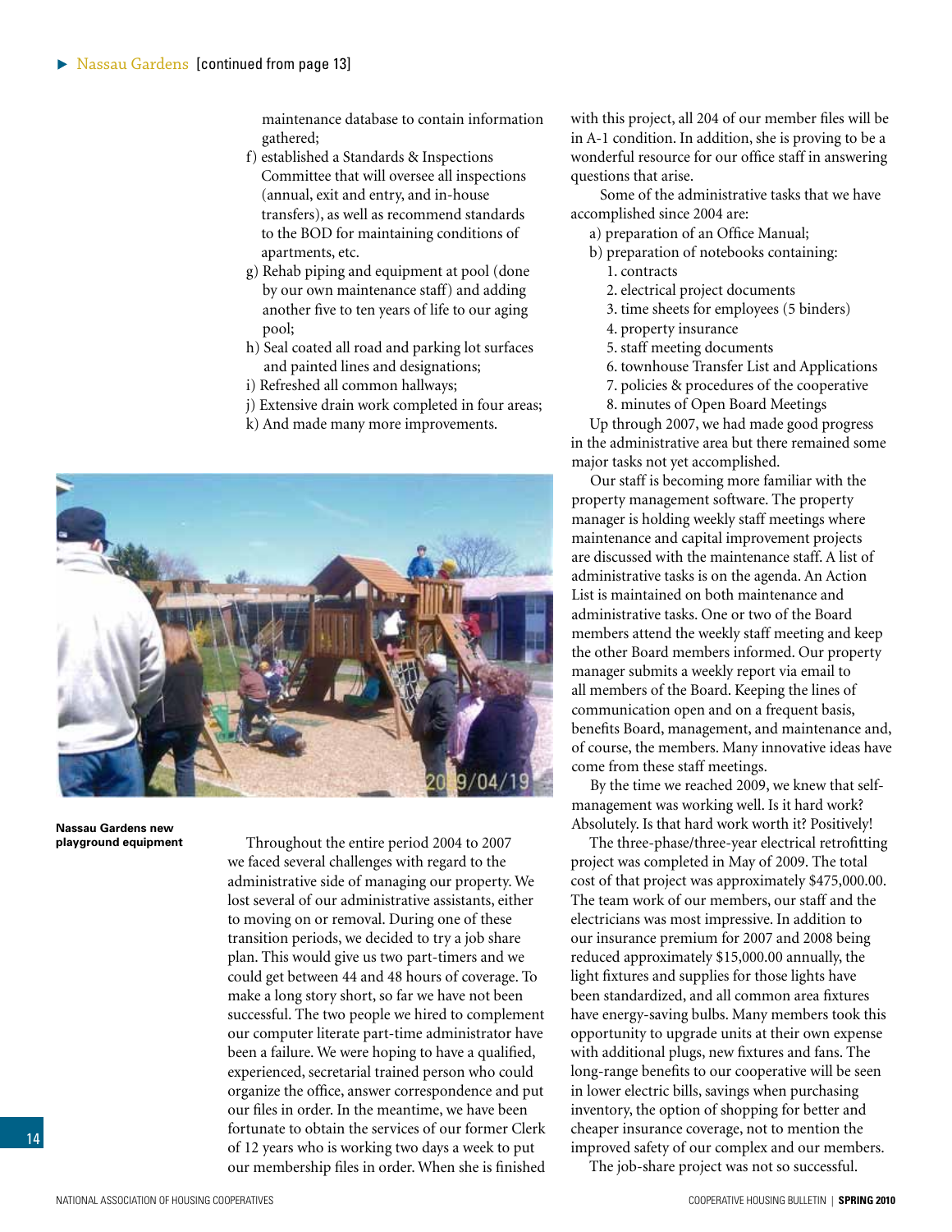maintenance database to contain information gathered;

f) established a Standards & Inspections Committee that will oversee all inspections (annual, exit and entry, and in-house transfers), as well as recommend standards to the BOD for maintaining conditions of apartments, etc.

g) Rehab piping and equipment at pool (done by our own maintenance staff) and adding another five to ten years of life to our aging pool;

h) Seal coated all road and parking lot surfaces and painted lines and designations;

i) Refreshed all common hallways;

j) Extensive drain work completed in four areas;

k) And made many more improvements.

**Nassau Gardens new playground equipment**

Throughout the entire period 2004 to 2007 we faced several challenges with regard to the administrative side of managing our property. We lost several of our administrative assistants, either to moving on or removal. During one of these transition periods, we decided to try a job share plan. This would give us two part-timers and we could get between 44 and 48 hours of coverage. To make a long story short, so far we have not been successful. The two people we hired to complement our computer literate part-time administrator have been a failure. We were hoping to have a qualified, experienced, secretarial trained person who could organize the office, answer correspondence and put our files in order. In the meantime, we have been fortunate to obtain the services of our former Clerk of 12 years who is working two days a week to put our membership files in order. When she is finished with this project, all 204 of our member files will be in A-1 condition. In addition, she is proving to be a wonderful resource for our office staff in answering questions that arise.

Some of the administrative tasks that we have accomplished since 2004 are:

a) preparation of an Office Manual;

b) preparation of notebooks containing:

1. contracts
2. electrical project documents
3. time sheets for employees (5 binders)
4. property insurance
5. staff meeting documents
6. townhouse Transfer List and Applications
7. policies & procedures of the cooperative
8. minutes of Open Board Meetings

Up through 2007, we had made good progress in the administrative area but there remained some major tasks not yet accomplished.

Our staff is becoming more familiar with the property management software. The property manager is holding weekly staff meetings where maintenance and capital improvement projects are discussed with the maintenance staff. A list of administrative tasks is on the agenda. An Action List is maintained on both maintenance and administrative tasks. One or two of the Board members attend the weekly staff meeting and keep the other Board members informed. Our property manager submits a weekly report via email to all members of the Board. Keeping the lines of communication open and on a frequent basis, benefits Board, management, and maintenance and, of course, the members. Many innovative ideas have come from these staff meetings.

By the time we reached 2009, we knew that self-management was working well. Is it hard work? Absolutely. Is that hard work worth it? Positively!

The three-phase/three-year electrical retrofitting project was completed in May of 2009. The total cost of that project was approximately $475,000.00. The team work of our members, our staff and the electricians was most impressive. In addition to our insurance premium for 2007 and 2008 being reduced approximately $15,000.00 annually, the light fixtures and supplies for those lights have been standardized, and all common area fixtures have energy-saving bulbs. Many members took this opportunity to upgrade units at their own expense with additional plugs, new fixtures and fans. The long-range benefits to our cooperative will be seen in lower electric bills, savings when purchasing inventory, the option of shopping for better and cheaper insurance coverage, not to mention the improved safety of our complex and our members.

The job-share project was not so successful.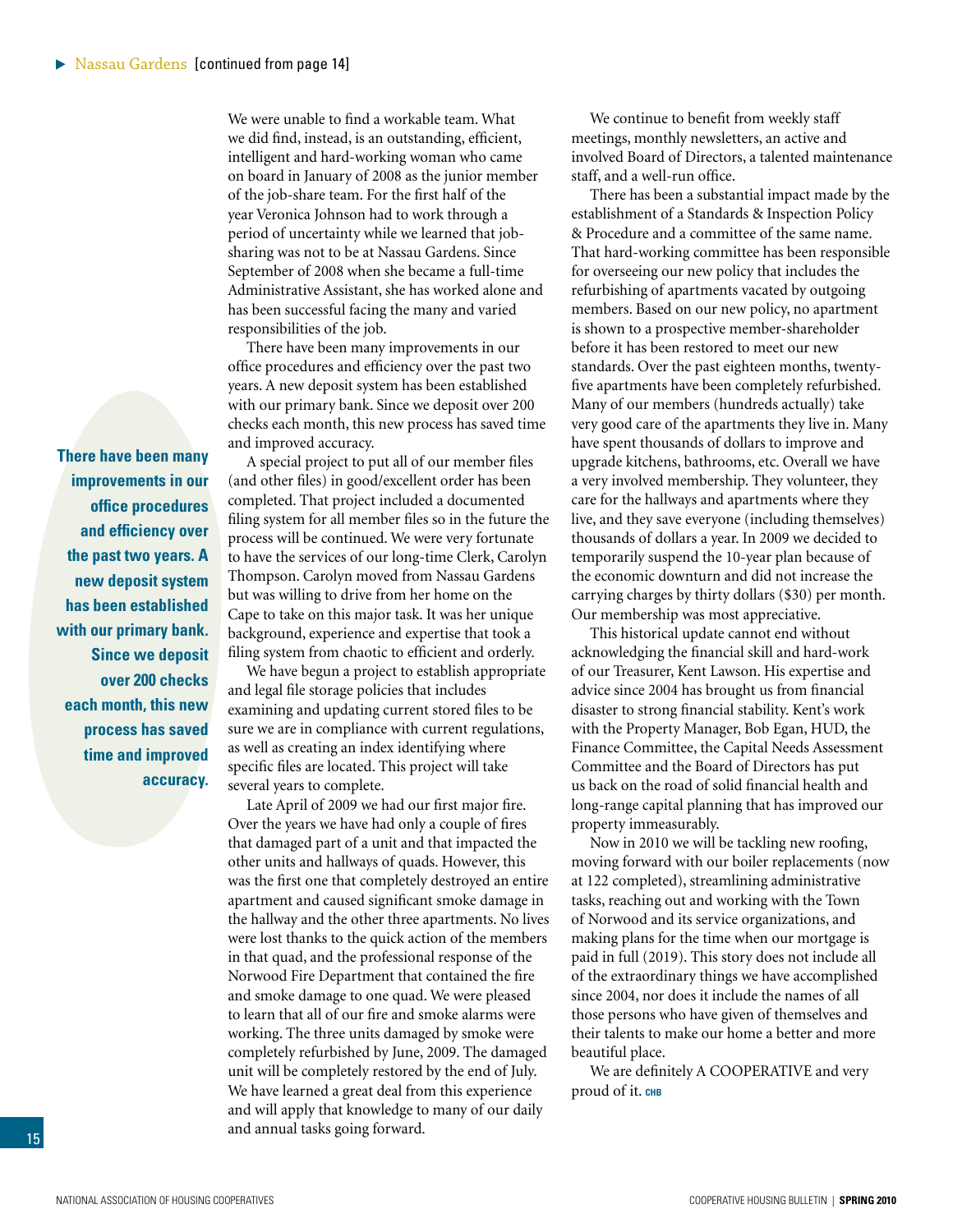▶ Nassau Gardens [continued from page 14]

We were unable to find a workable team. What we did find, instead, is an outstanding, efficient, intelligent and hard-working woman who came on board in January of 2008 as the junior member of the job-share team. For the first half of the year Veronica Johnson had to work through a period of uncertainty while we learned that job-sharing was not to be at Nassau Gardens. Since September of 2008 when she became a full-time Administrative Assistant, she has worked alone and has been successful facing the many and varied responsibilities of the job.

There have been many improvements in our office procedures and efficiency over the past two years. A new deposit system has been established with our primary bank. Since we deposit over 200 checks each month, this new process has saved time and improved accuracy.

**There have been many improvements in our office procedures and efficiency over the past two years. A new deposit system has been established with our primary bank. Since we deposit over 200 checks each month, this new process has saved time and improved accuracy.**

A special project to put all of our member files (and other files) in good/excellent order has been completed. That project included a documented filing system for all member files so in the future the process will be continued. We were very fortunate to have the services of our long-time Clerk, Carolyn Thompson. Carolyn moved from Nassau Gardens but was willing to drive from her home on the Cape to take on this major task. It was her unique background, experience and expertise that took a filing system from chaotic to efficient and orderly.

We have begun a project to establish appropriate and legal file storage policies that includes examining and updating current stored files to be sure we are in compliance with current regulations, as well as creating an index identifying where specific files are located. This project will take several years to complete.

Late April of 2009 we had our first major fire. Over the years we have had only a couple of fires that damaged part of a unit and that impacted the other units and hallways of quads. However, this was the first one that completely destroyed an entire apartment and caused significant smoke damage in the hallway and the other three apartments. No lives were lost thanks to the quick action of the members in that quad, and the professional response of the Norwood Fire Department that contained the fire and smoke damage to one quad. We were pleased to learn that all of our fire and smoke alarms were working. The three units damaged by smoke were completely refurbished by June, 2009. The damaged unit will be completely restored by the end of July. We have learned a great deal from this experience and will apply that knowledge to many of our daily and annual tasks going forward.

We continue to benefit from weekly staff meetings, monthly newsletters, an active and involved Board of Directors, a talented maintenance staff, and a well-run office.

There has been a substantial impact made by the establishment of a Standards & Inspection Policy & Procedure and a committee of the same name. That hard-working committee has been responsible for overseeing our new policy that includes the refurbishing of apartments vacated by outgoing members. Based on our new policy, no apartment is shown to a prospective member-shareholder before it has been restored to meet our new standards. Over the past eighteen months, twenty-five apartments have been completely refurbished. Many of our members (hundreds actually) take very good care of the apartments they live in. Many have spent thousands of dollars to improve and upgrade kitchens, bathrooms, etc. Overall we have a very involved membership. They volunteer, they care for the hallways and apartments where they live, and they save everyone (including themselves) thousands of dollars a year. In 2009 we decided to temporarily suspend the 10-year plan because of the economic downturn and did not increase the carrying charges by thirty dollars ($30) per month. Our membership was most appreciative.

This historical update cannot end without acknowledging the financial skill and hard-work of our Treasurer, Kent Lawson. His expertise and advice since 2004 has brought us from financial disaster to strong financial stability. Kent's work with the Property Manager, Bob Egan, HUD, the Finance Committee, the Capital Needs Assessment Committee and the Board of Directors has put us back on the road of solid financial health and long-range capital planning that has improved our property immeasurably.

Now in 2010 we will be tackling new roofing, moving forward with our boiler replacements (now at 122 completed), streamlining administrative tasks, reaching out and working with the Town of Norwood and its service organizations, and making plans for the time when our mortgage is paid in full (2019). This story does not include all of the extraordinary things we have accomplished since 2004, nor does it include the names of all those persons who have given of themselves and their talents to make our home a better and more beautiful place.

We are definitely A COOPERATIVE and very proud of it. CHB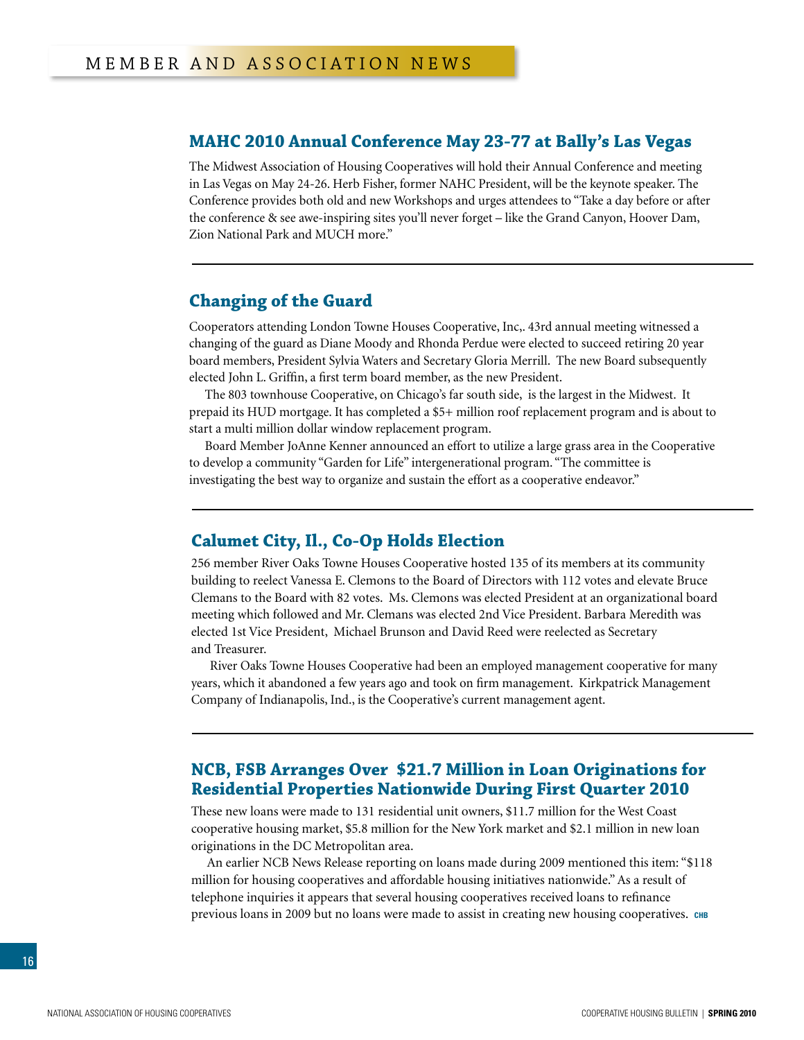## MAHC 2010 Annual Conference May 23-77 at Bally's Las Vegas

The Midwest Association of Housing Cooperatives will hold their Annual Conference and meeting in Las Vegas on May 24-26. Herb Fisher, former NAHC President, will be the keynote speaker. The Conference provides both old and new Workshops and urges attendees to "Take a day before or after the conference & see awe-inspiring sites you'll never forget – like the Grand Canyon, Hoover Dam, Zion National Park and MUCH more."

---

## Changing of the Guard

Cooperators attending London Towne Houses Cooperative, Inc,. 43rd annual meeting witnessed a changing of the guard as Diane Moody and Rhonda Perdue were elected to succeed retiring 20 year board members, President Sylvia Waters and Secretary Gloria Merrill. The new Board subsequently elected John L. Griffin, a first term board member, as the new President.

The 803 townhouse Cooperative, on Chicago's far south side, is the largest in the Midwest. It prepaid its HUD mortgage. It has completed a $5+ million roof replacement program and is about to start a multi million dollar window replacement program.

Board Member JoAnne Kenner announced an effort to utilize a large grass area in the Cooperative to develop a community "Garden for Life" intergenerational program. "The committee is investigating the best way to organize and sustain the effort as a cooperative endeavor."

---

## Calumet City, Il., Co-Op Holds Election

256 member River Oaks Towne Houses Cooperative hosted 135 of its members at its community building to reelect Vanessa E. Clemons to the Board of Directors with 112 votes and elevate Bruce Clemans to the Board with 82 votes. Ms. Clemons was elected President at an organizational board meeting which followed and Mr. Clemans was elected 2nd Vice President. Barbara Meredith was elected 1st Vice President, Michael Brunson and David Reed were reelected as Secretary and Treasurer.

River Oaks Towne Houses Cooperative had been an employed management cooperative for many years, which it abandoned a few years ago and took on firm management. Kirkpatrick Management Company of Indianapolis, Ind., is the Cooperative's current management agent.

---

## NCB, FSB Arranges Over $21.7 Million in Loan Originations for Residential Properties Nationwide During First Quarter 2010

These new loans were made to 131 residential unit owners, $11.7 million for the West Coast cooperative housing market, $5.8 million for the New York market and $2.1 million in new loan originations in the DC Metropolitan area.

An earlier NCB News Release reporting on loans made during 2009 mentioned this item: "$118 million for housing cooperatives and affordable housing initiatives nationwide." As a result of telephone inquiries it appears that several housing cooperatives received loans to refinance previous loans in 2009 but no loans were made to assist in creating new housing cooperatives. CHB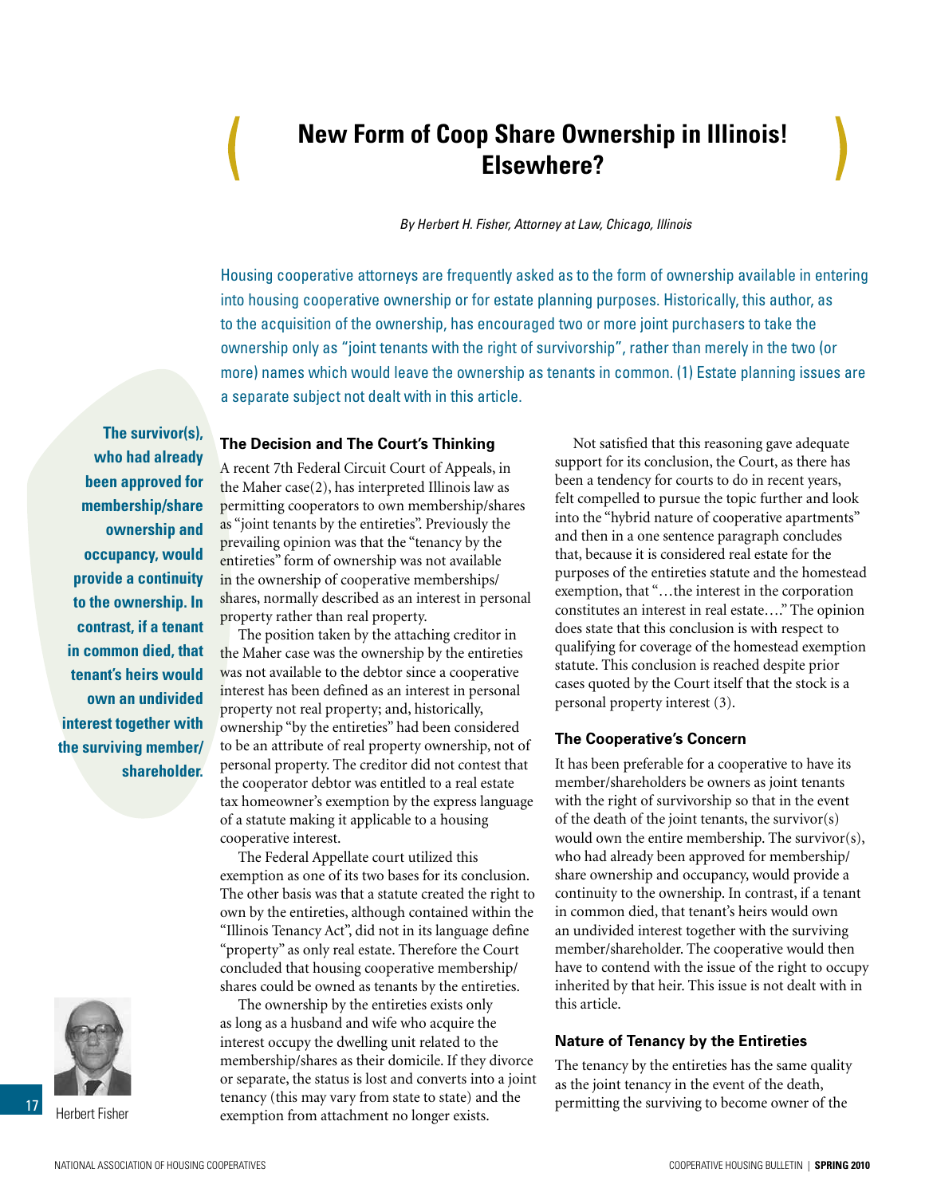# New Form of Coop Share Ownership in Illinois! Elsewhere?

*By Herbert H. Fisher, Attorney at Law, Chicago, Illinois*

Housing cooperative attorneys are frequently asked as to the form of ownership available in entering into housing cooperative ownership or for estate planning purposes. Historically, this author, as to the acquisition of the ownership, has encouraged two or more joint purchasers to take the ownership only as "joint tenants with the right of survivorship", rather than merely in the two (or more) names which would leave the ownership as tenants in common. (1) Estate planning issues are a separate subject not dealt with in this article.

**The survivor(s), who had already been approved for membership/share ownership and occupancy, would provide a continuity to the ownership. In contrast, if a tenant in common died, that tenant's heirs would own an undivided interest together with the surviving member/shareholder.**

### The Decision and The Court's Thinking

A recent 7th Federal Circuit Court of Appeals, in the Maher case(2), has interpreted Illinois law as permitting cooperators to own membership/shares as "joint tenants by the entireties". Previously the prevailing opinion was that the "tenancy by the entireties" form of ownership was not available in the ownership of cooperative memberships/shares, normally described as an interest in personal property rather than real property.

The position taken by the attaching creditor in the Maher case was the ownership by the entireties was not available to the debtor since a cooperative interest has been defined as an interest in personal property not real property; and, historically, ownership "by the entireties" had been considered to be an attribute of real property ownership, not of personal property. The creditor did not contest that the cooperator debtor was entitled to a real estate tax homeowner's exemption by the express language of a statute making it applicable to a housing cooperative interest.

The Federal Appellate court utilized this exemption as one of its two bases for its conclusion. The other basis was that a statute created the right to own by the entireties, although contained within the "Illinois Tenancy Act", did not in its language define "property" as only real estate. Therefore the Court concluded that housing cooperative membership/shares could be owned as tenants by the entireties.

The ownership by the entireties exists only as long as a husband and wife who acquire the interest occupy the dwelling unit related to the membership/shares as their domicile. If they divorce or separate, the status is lost and converts into a joint tenancy (this may vary from state to state) and the exemption from attachment no longer exists.

Not satisfied that this reasoning gave adequate support for its conclusion, the Court, as there has been a tendency for courts to do in recent years, felt compelled to pursue the topic further and look into the "hybrid nature of cooperative apartments" and then in a one sentence paragraph concludes that, because it is considered real estate for the purposes of the entireties statute and the homestead exemption, that "…the interest in the corporation constitutes an interest in real estate…." The opinion does state that this conclusion is with respect to qualifying for coverage of the homestead exemption statute. This conclusion is reached despite prior cases quoted by the Court itself that the stock is a personal property interest (3).

### The Cooperative's Concern

It has been preferable for a cooperative to have its member/shareholders be owners as joint tenants with the right of survivorship so that in the event of the death of the joint tenants, the survivor(s) would own the entire membership. The survivor(s), who had already been approved for membership/share ownership and occupancy, would provide a continuity to the ownership. In contrast, if a tenant in common died, that tenant's heirs would own an undivided interest together with the surviving member/shareholder. The cooperative would then have to contend with the issue of the right to occupy inherited by that heir. This issue is not dealt with in this article.

### Nature of Tenancy by the Entireties

The tenancy by the entireties has the same quality as the joint tenancy in the event of the death, permitting the surviving to become owner of the

Herbert Fisher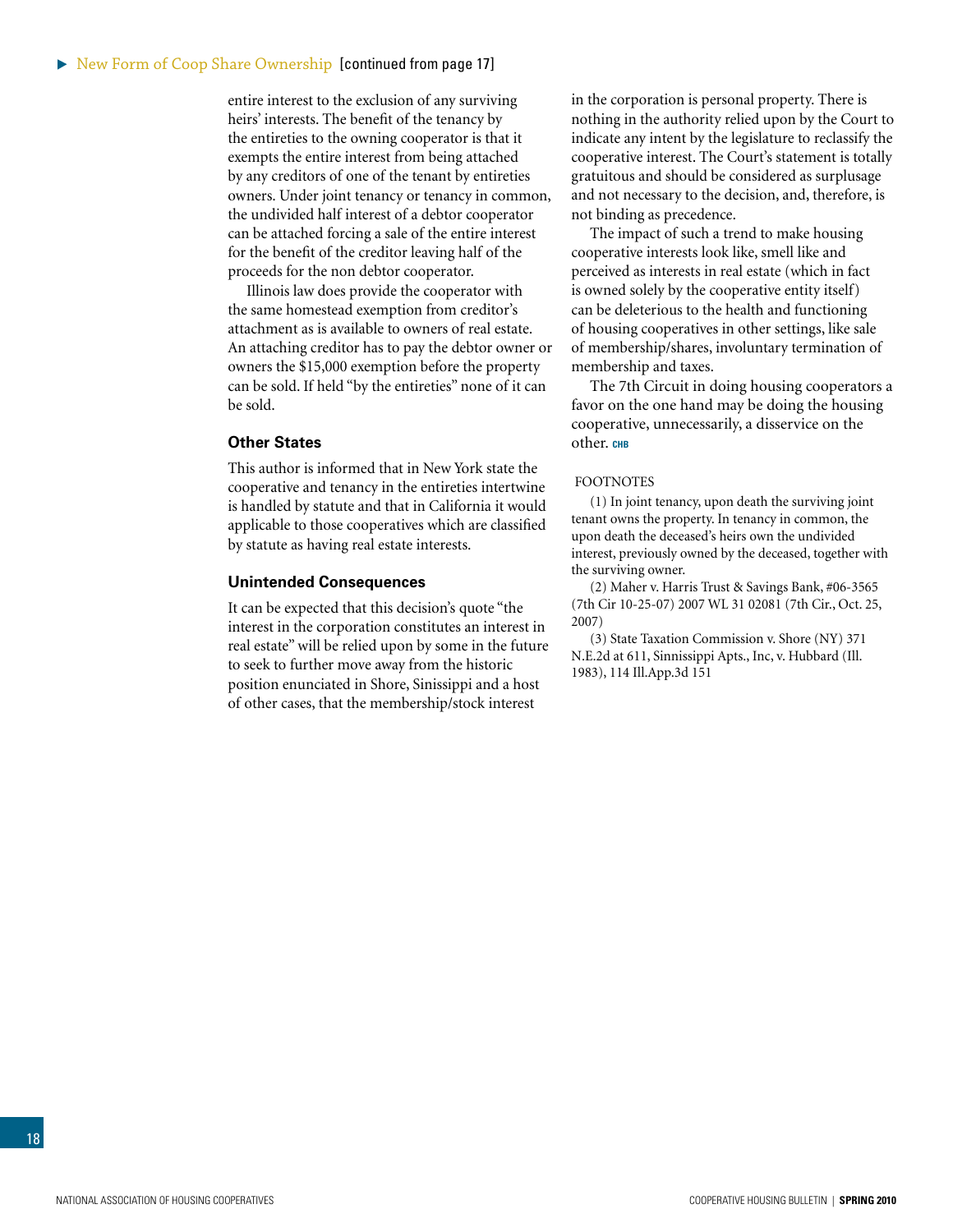entire interest to the exclusion of any surviving heirs' interests. The benefit of the tenancy by the entireties to the owning cooperator is that it exempts the entire interest from being attached by any creditors of one of the tenant by entireties owners. Under joint tenancy or tenancy in common, the undivided half interest of a debtor cooperator can be attached forcing a sale of the entire interest for the benefit of the creditor leaving half of the proceeds for the non debtor cooperator.

Illinois law does provide the cooperator with the same homestead exemption from creditor's attachment as is available to owners of real estate. An attaching creditor has to pay the debtor owner or owners the $15,000 exemption before the property can be sold. If held "by the entireties" none of it can be sold.

### Other States

This author is informed that in New York state the cooperative and tenancy in the entireties intertwine is handled by statute and that in California it would applicable to those cooperatives which are classified by statute as having real estate interests.

### Unintended Consequences

It can be expected that this decision's quote "the interest in the corporation constitutes an interest in real estate" will be relied upon by some in the future to seek to further move away from the historic position enunciated in Shore, Sinissippi and a host of other cases, that the membership/stock interest in the corporation is personal property. There is nothing in the authority relied upon by the Court to indicate any intent by the legislature to reclassify the cooperative interest. The Court's statement is totally gratuitous and should be considered as surplusage and not necessary to the decision, and, therefore, is not binding as precedence.

The impact of such a trend to make housing cooperative interests look like, smell like and perceived as interests in real estate (which in fact is owned solely by the cooperative entity itself) can be deleterious to the health and functioning of housing cooperatives in other settings, like sale of membership/shares, involuntary termination of membership and taxes.

The 7th Circuit in doing housing cooperators a favor on the one hand may be doing the housing cooperative, unnecessarily, a disservice on the other. **CHB**

FOOTNOTES

(1) In joint tenancy, upon death the surviving joint tenant owns the property. In tenancy in common, the upon death the deceased's heirs own the undivided interest, previously owned by the deceased, together with the surviving owner.

(2) Maher v. Harris Trust & Savings Bank, #06-3565 (7th Cir 10-25-07) 2007 WL 31 02081 (7th Cir., Oct. 25, 2007)

(3) State Taxation Commission v. Shore (NY) 371 N.E.2d at 611, Sinnissippi Apts., Inc, v. Hubbard (Ill. 1983), 114 Ill.App.3d 151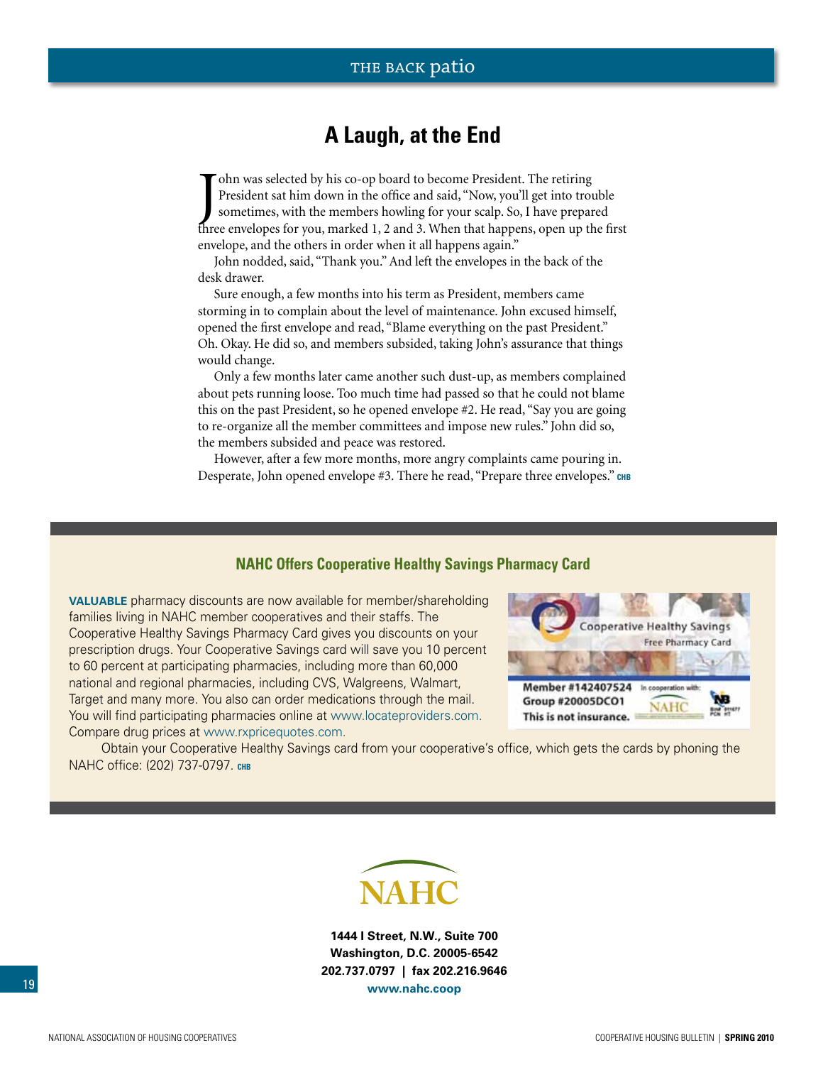## A Laugh, at the End

John was selected by his co-op board to become President. The retiring President sat him down in the office and said, "Now, you'll get into trouble sometimes, with the members howling for your scalp. So, I have prepared three envelopes for you, marked 1, 2 and 3. When that happens, open up the first envelope, and the others in order when it all happens again."

John nodded, said, "Thank you." And left the envelopes in the back of the desk drawer.

Sure enough, a few months into his term as President, members came storming in to complain about the level of maintenance. John excused himself, opened the first envelope and read, "Blame everything on the past President." Oh. Okay. He did so, and members subsided, taking John's assurance that things would change.

Only a few months later came another such dust-up, as members complained about pets running loose. Too much time had passed so that he could not blame this on the past President, so he opened envelope #2. He read, "Say you are going to re-organize all the member committees and impose new rules." John did so, the members subsided and peace was restored.

However, after a few more months, more angry complaints came pouring in. Desperate, John opened envelope #3. There he read, "Prepare three envelopes." CHB

### NAHC Offers Cooperative Healthy Savings Pharmacy Card

**VALUABLE** pharmacy discounts are now available for member/shareholding families living in NAHC member cooperatives and their staffs. The Cooperative Healthy Savings Pharmacy Card gives you discounts on your prescription drugs. Your Cooperative Savings card will save you 10 percent to 60 percent at participating pharmacies, including more than 60,000 national and regional pharmacies, including CVS, Walgreens, Walmart, Target and many more. You also can order medications through the mail. You will find participating pharmacies online at www.locateproviders.com. Compare drug prices at www.rxpricequotes.com.

Obtain your Cooperative Healthy Savings card from your cooperative's office, which gets the cards by phoning the NAHC office: (202) 737-0797. CHB

NAHC

1444 I Street, N.W., Suite 700
Washington, D.C. 20005-6542
202.737.0797 | fax 202.216.9646
www.nahc.coop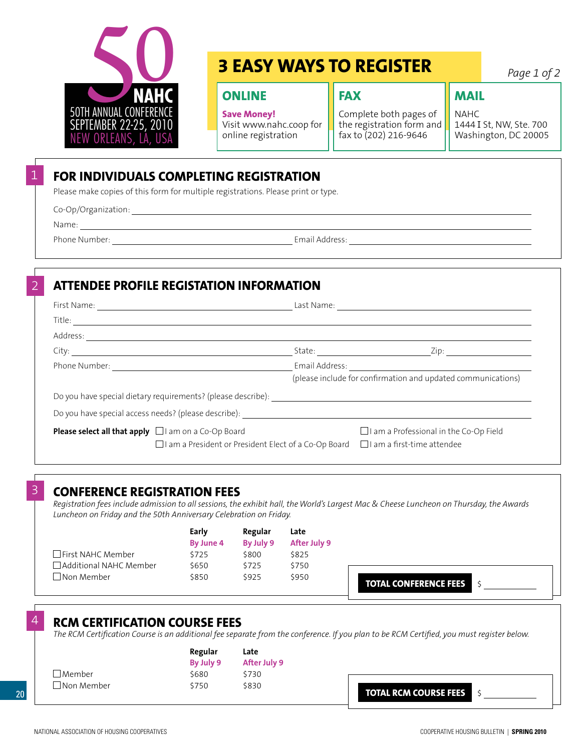50 NAHC
50TH ANNUAL CONFERENCE
SEPTEMBER 22-25, 2010
NEW ORLEANS, LA, USA

# 3 EASY WAYS TO REGISTER

*Page 1 of 2*

**ONLINE**
**Save Money!**
Visit www.nahc.coop for online registration

**FAX**
Complete both pages of the registration form and fax to (202) 216-9646

**MAIL**
NAHC
1444 I St, NW, Ste. 700
Washington, DC 20005

## 1 FOR INDIVIDUALS COMPLETING REGISTRATION

Please make copies of this form for multiple registrations. Please print or type.

Co-Op/Organization: ______________________________

Name: ______________________________

Phone Number: ______________________________ Email Address: ______________________________

## 2 ATTENDEE PROFILE REGISTRATION INFORMATION

First Name: ______________________________ Last Name: ______________________________

Title: ______________________________

Address: ______________________________

City: ______________________________ State: ______________ Zip: ______________

Phone Number: ______________________________ Email Address: ______________________________
(please include for confirmation and updated communications)

Do you have special dietary requirements? (please describe): ______________________________

Do you have special access needs? (please describe): ______________________________

**Please select all that apply**
- ☐ I am on a Co-Op Board
- ☐ I am a Professional in the Co-Op Field
- ☐ I am a President or President Elect of a Co-Op Board
- ☐ I am a first-time attendee

## 3 CONFERENCE REGISTRATION FEES

*Registration fees include admission to all sessions, the exhibit hall, the World's Largest Mac & Cheese Luncheon on Thursday, the Awards Luncheon on Friday and the 50th Anniversary Celebration on Friday.*

| | Early By June 4 | Regular By July 9 | Late After July 9 |
|---|---|---|---|
| ☐ First NAHC Member | $725 | $800 | $825 |
| ☐ Additional NAHC Member | $650 | $725 | $750 |
| ☐ Non Member | $850 | $925 | $950 |

**TOTAL CONFERENCE FEES** $ ______________

## 4 RCM CERTIFICATION COURSE FEES

*The RCM Certification Course is an additional fee separate from the conference. If you plan to be RCM Certified, you must register below.*

| | Regular By July 9 | Late After July 9 |
|---|---|---|
| ☐ Member | $680 | $730 |
| ☐ Non Member | $750 | $830 |

**TOTAL RCM COURSE FEES** $ ______________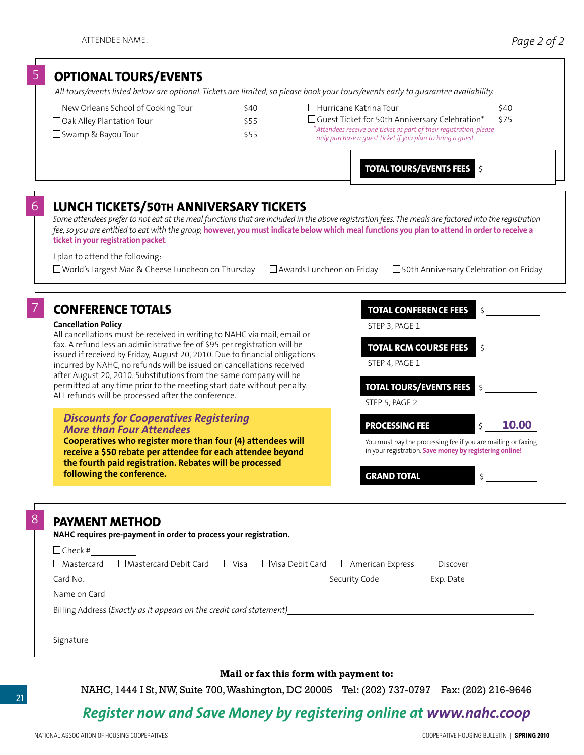ATTENDEE NAME: ______________________________

## 5 OPTIONAL TOURS/EVENTS

*All tours/events listed below are optional. Tickets are limited, so please book your tours/events early to guarantee availability.*

| | | | |
|---|---|---|---|
| ☐ New Orleans School of Cooking Tour | $40 | ☐ Hurricane Katrina Tour | $40 |
| ☐ Oak Alley Plantation Tour | $55 | ☐ Guest Ticket for 50th Anniversary Celebration* | $75 |
| ☐ Swamp & Bayou Tour | $55 | | |

*Attendees receive one ticket as part of their registration, please only purchase a guest ticket if you plan to bring a guest.

**TOTAL TOURS/EVENTS FEES** $ __________

## 6 LUNCH TICKETS/50TH ANNIVERSARY TICKETS

*Some attendees prefer to not eat at the meal functions that are included in the above registration fees. The meals are factored into the registration fee, so you are entitled to eat with the group,* ***however, you must indicate below which meal functions you plan to attend in order to receive a ticket in your registration packet****.*

I plan to attend the following:

☐ World's Largest Mac & Cheese Luncheon on Thursday ☐ Awards Luncheon on Friday ☐ 50th Anniversary Celebration on Friday

## 7 CONFERENCE TOTALS

**Cancellation Policy**

All cancellations must be received in writing to NAHC via mail, email or fax. A refund less an administrative fee of $95 per registration will be issued if received by Friday, August 20, 2010. Due to financial obligations incurred by NAHC, no refunds will be issued on cancellations received after August 20, 2010. Substitutions from the same company will be permitted at any time prior to the meeting start date without penalty. ALL refunds will be processed after the conference.

***Discounts for Cooperatives Registering More than Four Attendees***

**Cooperatives who register more than four (4) attendees will receive a $50 rebate per attendee for each attendee beyond the fourth paid registration. Rebates will be processed following the conference.**

**TOTAL CONFERENCE FEES** $ __________
STEP 3, PAGE 1

**TOTAL RCM COURSE FEES** $ __________
STEP 4, PAGE 1

**TOTAL TOURS/EVENTS FEES** $ __________
STEP 5, PAGE 2

**PROCESSING FEE** $ **10.00**

You must pay the processing fee if you are mailing or faxing in your registration. **Save money by registering online!**

**GRAND TOTAL** $ __________

## 8 PAYMENT METHOD

**NAHC requires pre-payment in order to process your registration.**

☐ Check # __________

☐ Mastercard ☐ Mastercard Debit Card ☐ Visa ☐ Visa Debit Card ☐ American Express ☐ Discover

Card No. ______________________ Security Code __________ Exp. Date __________

Name on Card ______________________

Billing Address (*Exactly as it appears on the credit card statement*) ______________________

Signature ______________________

**Mail or fax this form with payment to:**

NAHC, 1444 I St, NW, Suite 700, Washington, DC 20005 Tel: (202) 737-0797 Fax: (202) 216-9646

***Register now and Save Money by registering online at www.nahc.coop***